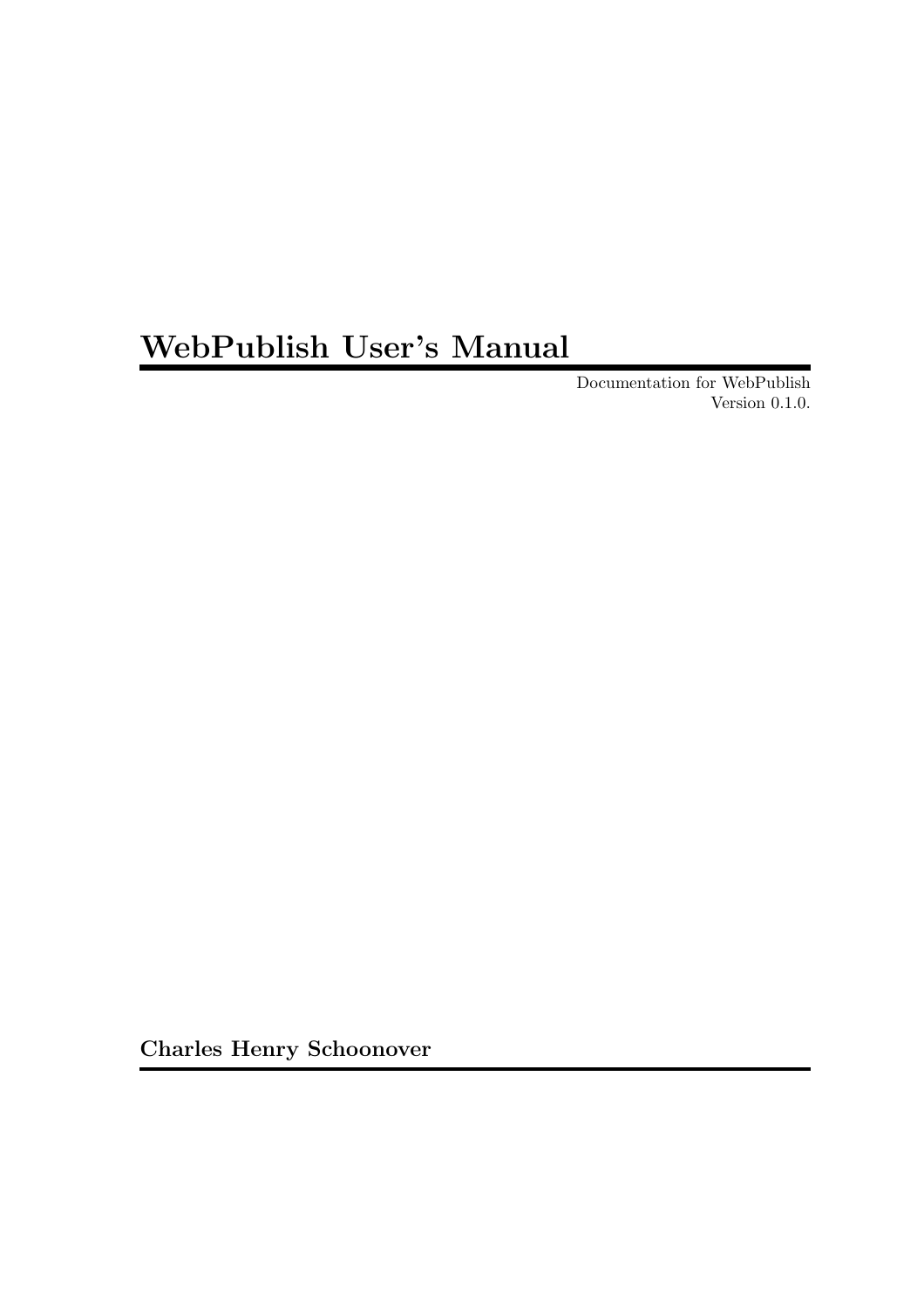# WebPublish User's Manual

Documentation for WebPublish
Version 0.1.0.

**Charles Henry Schoonover**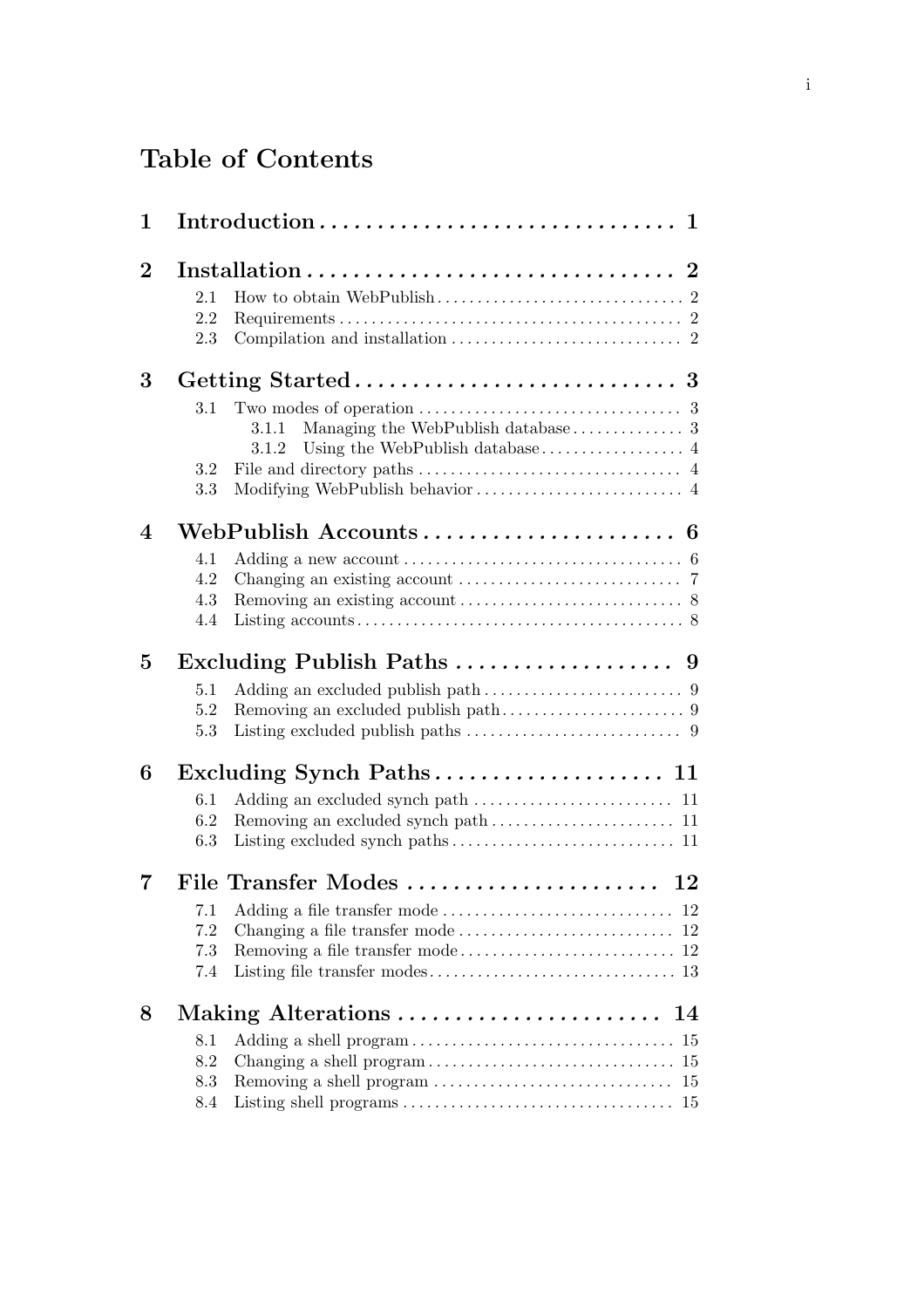# Table of Contents

**1 Introduction** ..... **1**

**2 Installation** ..... **2**

- 2.1 How to obtain WebPublish ..... 2
- 2.2 Requirements ..... 2
- 2.3 Compilation and installation ..... 2

**3 Getting Started** ..... **3**

- 3.1 Two modes of operation ..... 3
  - 3.1.1 Managing the WebPublish database ..... 3
  - 3.1.2 Using the WebPublish database ..... 4
- 3.2 File and directory paths ..... 4
- 3.3 Modifying WebPublish behavior ..... 4

**4 WebPublish Accounts** ..... **6**

- 4.1 Adding a new account ..... 6
- 4.2 Changing an existing account ..... 7
- 4.3 Removing an existing account ..... 8
- 4.4 Listing accounts ..... 8

**5 Excluding Publish Paths** ..... **9**

- 5.1 Adding an excluded publish path ..... 9
- 5.2 Removing an excluded publish path ..... 9
- 5.3 Listing excluded publish paths ..... 9

**6 Excluding Synch Paths** ..... **11**

- 6.1 Adding an excluded synch path ..... 11
- 6.2 Removing an excluded synch path ..... 11
- 6.3 Listing excluded synch paths ..... 11

**7 File Transfer Modes** ..... **12**

- 7.1 Adding a file transfer mode ..... 12
- 7.2 Changing a file transfer mode ..... 12
- 7.3 Removing a file transfer mode ..... 12
- 7.4 Listing file transfer modes ..... 13

**8 Making Alterations** ..... **14**

- 8.1 Adding a shell program ..... 15
- 8.2 Changing a shell program ..... 15
- 8.3 Removing a shell program ..... 15
- 8.4 Listing shell programs ..... 15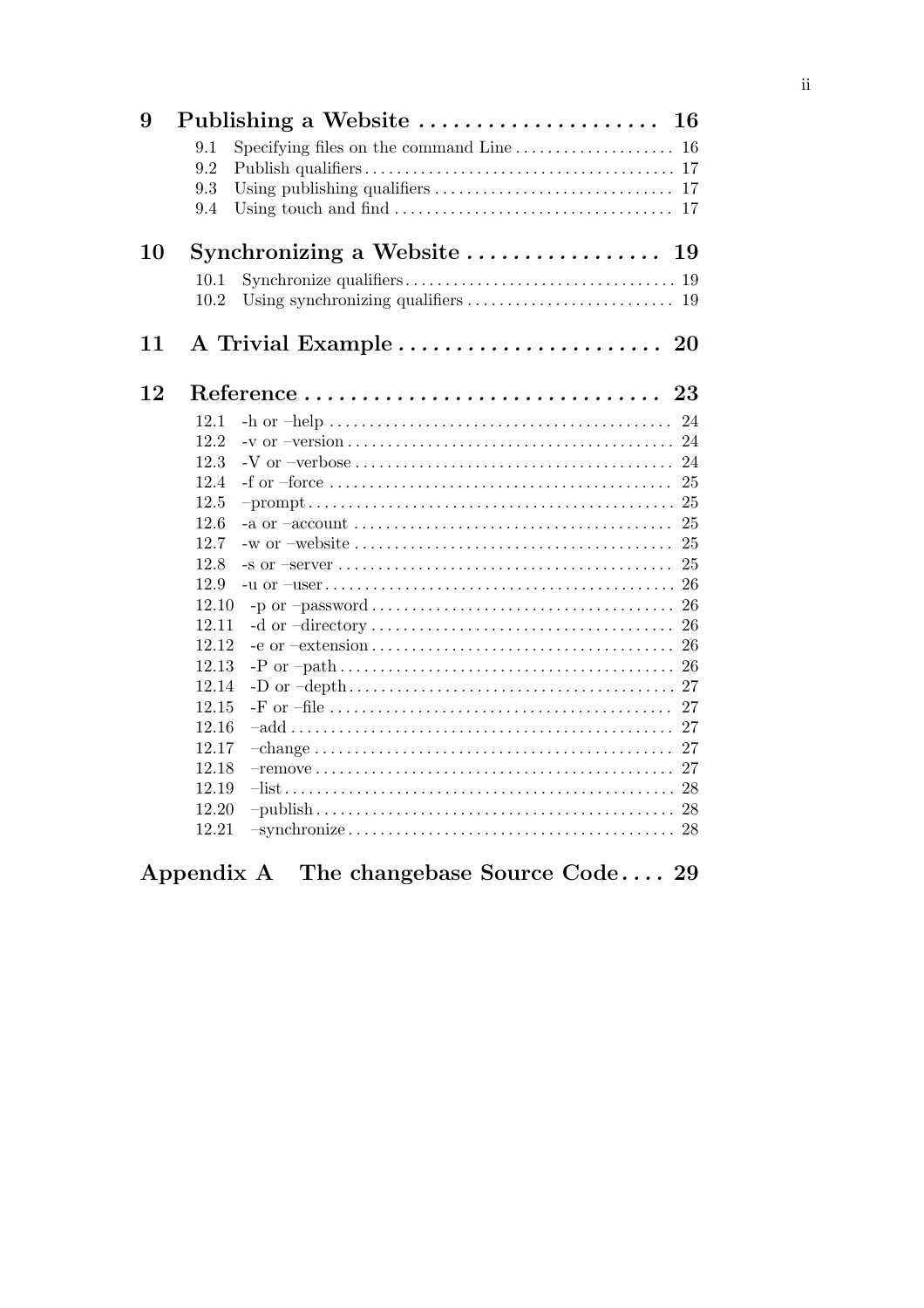**9 Publishing a Website ..................... 16**

- 9.1 Specifying files on the command Line .................... 16
- 9.2 Publish qualifiers ...................................... 17
- 9.3 Using publishing qualifiers .............................. 17
- 9.4 Using touch and find ................................... 17

**10 Synchronizing a Website ................. 19**

- 10.1 Synchronize qualifiers .................................. 19
- 10.2 Using synchronizing qualifiers .......................... 19

**11 A Trivial Example ....................... 20**

**12 Reference ............................... 23**

- 12.1 -h or –help ........................................... 24
- 12.2 -v or –version ......................................... 24
- 12.3 -V or –verbose ........................................ 24
- 12.4 -f or –force ........................................... 25
- 12.5 –prompt .............................................. 25
- 12.6 -a or –account ........................................ 25
- 12.7 -w or –website ........................................ 25
- 12.8 -s or –server .......................................... 25
- 12.9 -u or –user ............................................ 26
- 12.10 -p or –password ...................................... 26
- 12.11 -d or –directory ...................................... 26
- 12.12 -e or –extension ...................................... 26
- 12.13 -P or –path .......................................... 26
- 12.14 -D or –depth ......................................... 27
- 12.15 -F or –file ........................................... 27
- 12.16 –add ................................................ 27
- 12.17 –change ............................................. 27
- 12.18 –remove ............................................. 27
- 12.19 –list ................................................. 28
- 12.20 –publish ............................................. 28
- 12.21 –synchronize ......................................... 28

**Appendix A The changebase Source Code .... 29**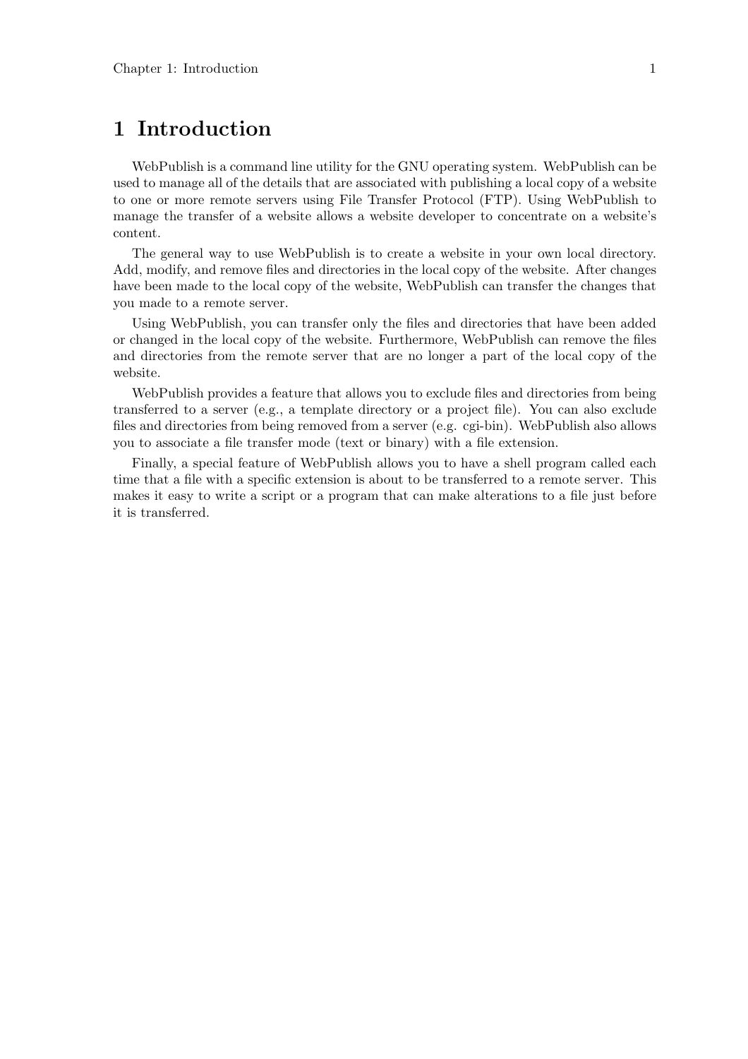# 1 Introduction

WebPublish is a command line utility for the GNU operating system. WebPublish can be used to manage all of the details that are associated with publishing a local copy of a website to one or more remote servers using File Transfer Protocol (FTP). Using WebPublish to manage the transfer of a website allows a website developer to concentrate on a website's content.

The general way to use WebPublish is to create a website in your own local directory. Add, modify, and remove files and directories in the local copy of the website. After changes have been made to the local copy of the website, WebPublish can transfer the changes that you made to a remote server.

Using WebPublish, you can transfer only the files and directories that have been added or changed in the local copy of the website. Furthermore, WebPublish can remove the files and directories from the remote server that are no longer a part of the local copy of the website.

WebPublish provides a feature that allows you to exclude files and directories from being transferred to a server (e.g., a template directory or a project file). You can also exclude files and directories from being removed from a server (e.g. cgi-bin). WebPublish also allows you to associate a file transfer mode (text or binary) with a file extension.

Finally, a special feature of WebPublish allows you to have a shell program called each time that a file with a specific extension is about to be transferred to a remote server. This makes it easy to write a script or a program that can make alterations to a file just before it is transferred.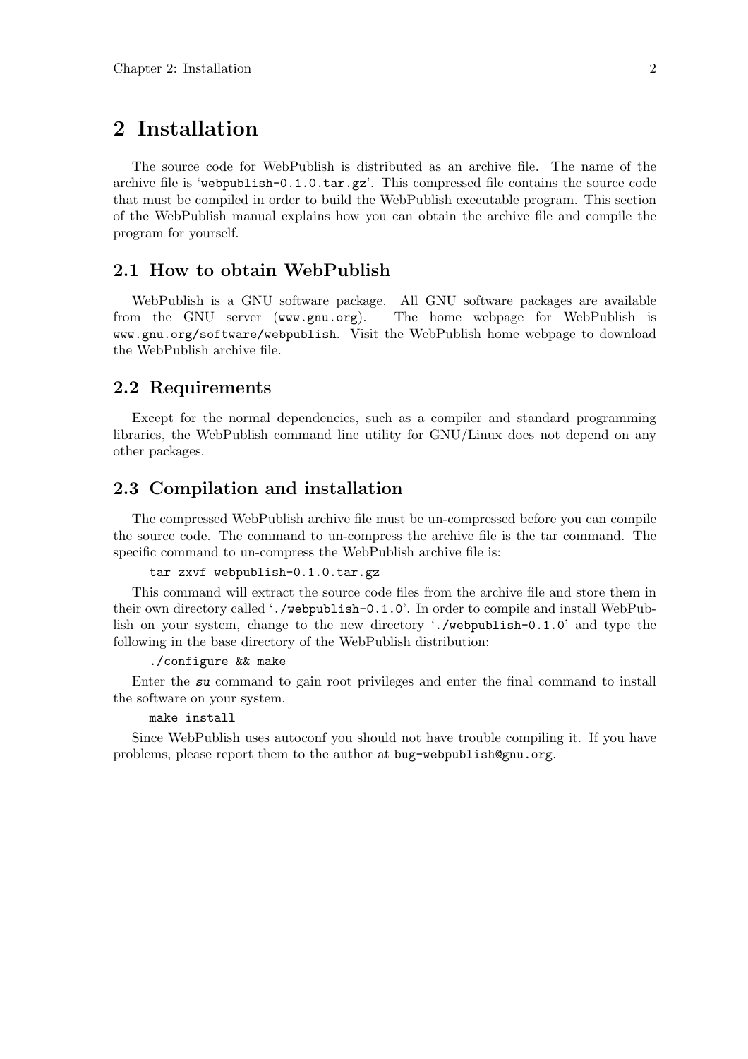# 2 Installation

The source code for WebPublish is distributed as an archive file. The name of the archive file is '`webpublish-0.1.0.tar.gz`'. This compressed file contains the source code that must be compiled in order to build the WebPublish executable program. This section of the WebPublish manual explains how you can obtain the archive file and compile the program for yourself.

## 2.1 How to obtain WebPublish

WebPublish is a GNU software package. All GNU software packages are available from the GNU server (`www.gnu.org`). The home webpage for WebPublish is `www.gnu.org/software/webpublish`. Visit the WebPublish home webpage to download the WebPublish archive file.

## 2.2 Requirements

Except for the normal dependencies, such as a compiler and standard programming libraries, the WebPublish command line utility for GNU/Linux does not depend on any other packages.

## 2.3 Compilation and installation

The compressed WebPublish archive file must be un-compressed before you can compile the source code. The command to un-compress the archive file is the tar command. The specific command to un-compress the WebPublish archive file is:

```
tar zxvf webpublish-0.1.0.tar.gz
```

This command will extract the source code files from the archive file and store them in their own directory called '`./webpublish-0.1.0`'. In order to compile and install WebPublish on your system, change to the new directory '`./webpublish-0.1.0`' and type the following in the base directory of the WebPublish distribution:

```
./configure && make
```

Enter the *su* command to gain root privileges and enter the final command to install the software on your system.

```
make install
```

Since WebPublish uses autoconf you should not have trouble compiling it. If you have problems, please report them to the author at `bug-webpublish@gnu.org`.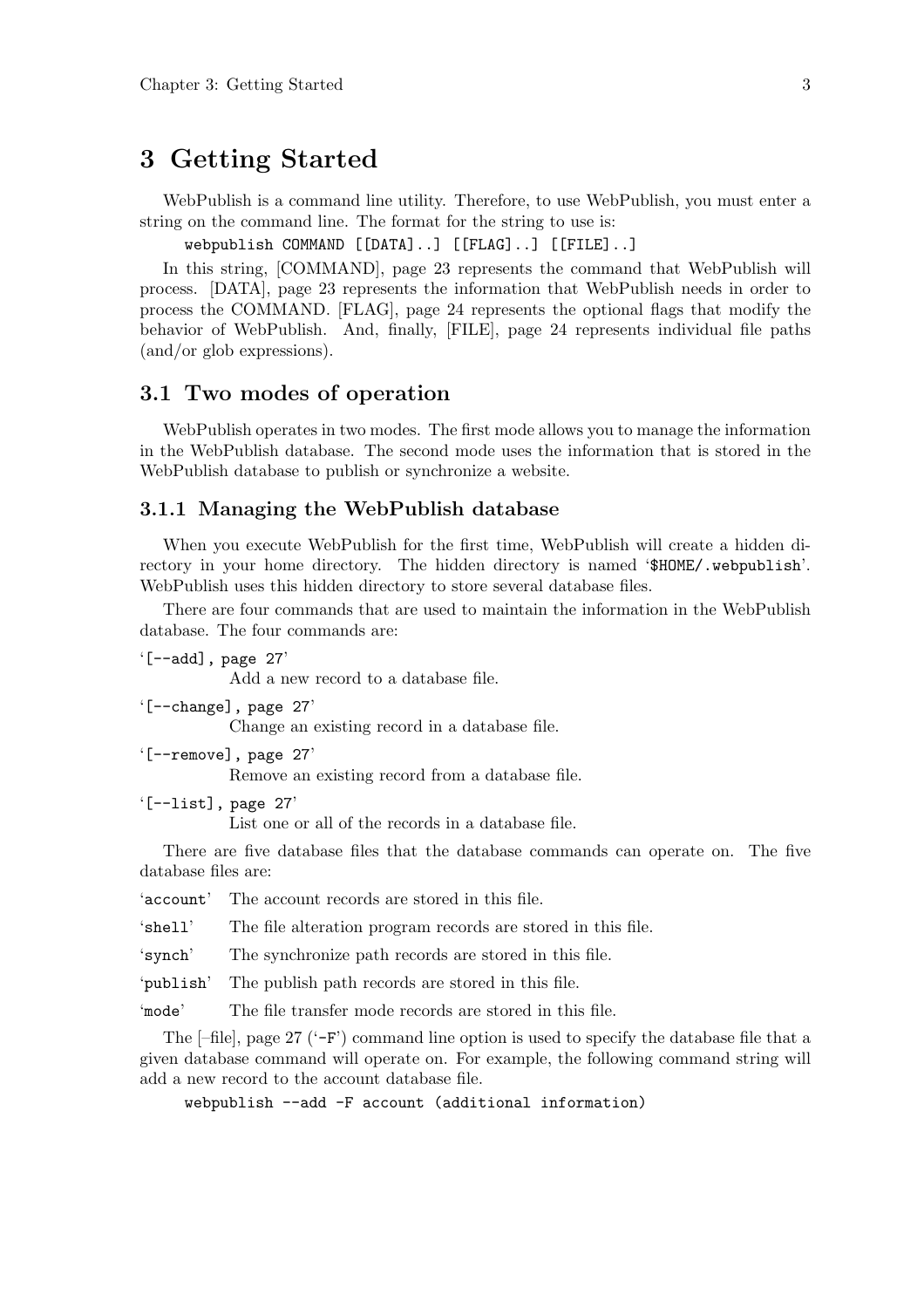# 3 Getting Started

WebPublish is a command line utility. Therefore, to use WebPublish, you must enter a string on the command line. The format for the string to use is:

```
webpublish COMMAND [[DATA]..] [[FLAG]..] [[FILE]..]
```

In this string, [COMMAND], page 23 represents the command that WebPublish will process. [DATA], page 23 represents the information that WebPublish needs in order to process the COMMAND. [FLAG], page 24 represents the optional flags that modify the behavior of WebPublish. And, finally, [FILE], page 24 represents individual file paths (and/or glob expressions).

## 3.1 Two modes of operation

WebPublish operates in two modes. The first mode allows you to manage the information in the WebPublish database. The second mode uses the information that is stored in the WebPublish database to publish or synchronize a website.

### 3.1.1 Managing the WebPublish database

When you execute WebPublish for the first time, WebPublish will create a hidden directory in your home directory. The hidden directory is named '`$HOME/.webpublish`'. WebPublish uses this hidden directory to store several database files.

There are four commands that are used to maintain the information in the WebPublish database. The four commands are:

'`[--add], page 27`'
: Add a new record to a database file.

'`[--change], page 27`'
: Change an existing record in a database file.

'`[--remove], page 27`'
: Remove an existing record from a database file.

'`[--list], page 27`'
: List one or all of the records in a database file.

There are five database files that the database commands can operate on. The five database files are:

'`account`' The account records are stored in this file.

'`shell`' The file alteration program records are stored in this file.

'`synch`' The synchronize path records are stored in this file.

'`publish`' The publish path records are stored in this file.

'`mode`' The file transfer mode records are stored in this file.

The [–file], page 27 ('`-F`') command line option is used to specify the database file that a given database command will operate on. For example, the following command string will add a new record to the account database file.

```
webpublish --add -F account (additional information)
```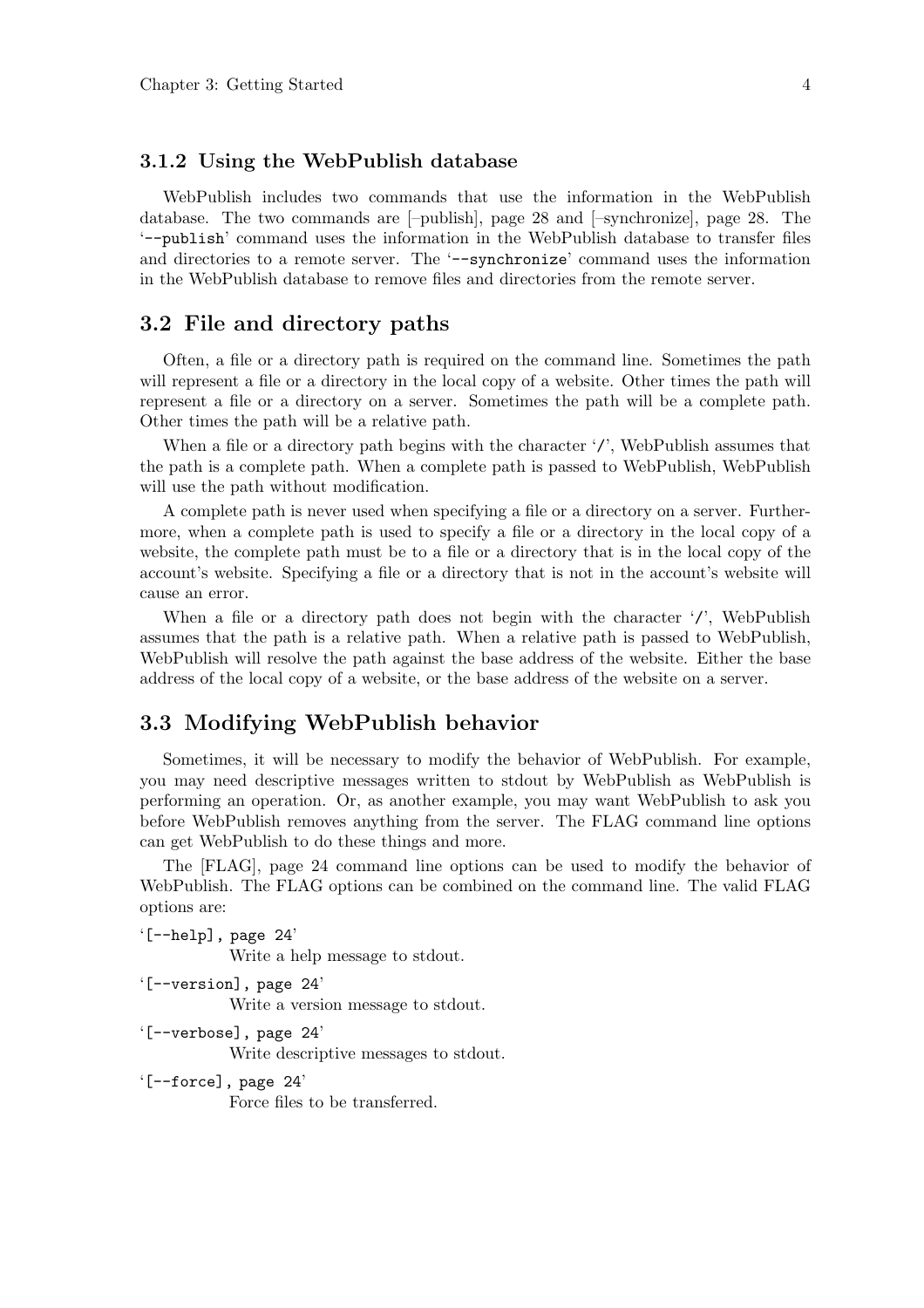### 3.1.2 Using the WebPublish database

WebPublish includes two commands that use the information in the WebPublish database. The two commands are [–publish], page 28 and [–synchronize], page 28. The '`--publish`' command uses the information in the WebPublish database to transfer files and directories to a remote server. The '`--synchronize`' command uses the information in the WebPublish database to remove files and directories from the remote server.

## 3.2 File and directory paths

Often, a file or a directory path is required on the command line. Sometimes the path will represent a file or a directory in the local copy of a website. Other times the path will represent a file or a directory on a server. Sometimes the path will be a complete path. Other times the path will be a relative path.

When a file or a directory path begins with the character '`/`', WebPublish assumes that the path is a complete path. When a complete path is passed to WebPublish, WebPublish will use the path without modification.

A complete path is never used when specifying a file or a directory on a server. Furthermore, when a complete path is used to specify a file or a directory in the local copy of a website, the complete path must be to a file or a directory that is in the local copy of the account's website. Specifying a file or a directory that is not in the account's website will cause an error.

When a file or a directory path does not begin with the character '`/`', WebPublish assumes that the path is a relative path. When a relative path is passed to WebPublish, WebPublish will resolve the path against the base address of the website. Either the base address of the local copy of a website, or the base address of the website on a server.

## 3.3 Modifying WebPublish behavior

Sometimes, it will be necessary to modify the behavior of WebPublish. For example, you may need descriptive messages written to stdout by WebPublish as WebPublish is performing an operation. Or, as another example, you may want WebPublish to ask you before WebPublish removes anything from the server. The FLAG command line options can get WebPublish to do these things and more.

The [FLAG], page 24 command line options can be used to modify the behavior of WebPublish. The FLAG options can be combined on the command line. The valid FLAG options are:

'`[--help], page 24`'
: Write a help message to stdout.

'`[--version], page 24`'
: Write a version message to stdout.

'`[--verbose], page 24`'
: Write descriptive messages to stdout.

'`[--force], page 24`'
: Force files to be transferred.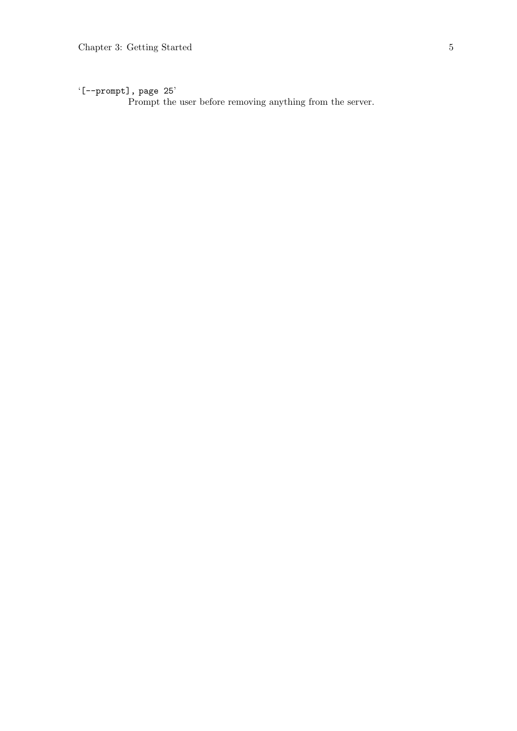'[--prompt], page 25'
    Prompt the user before removing anything from the server.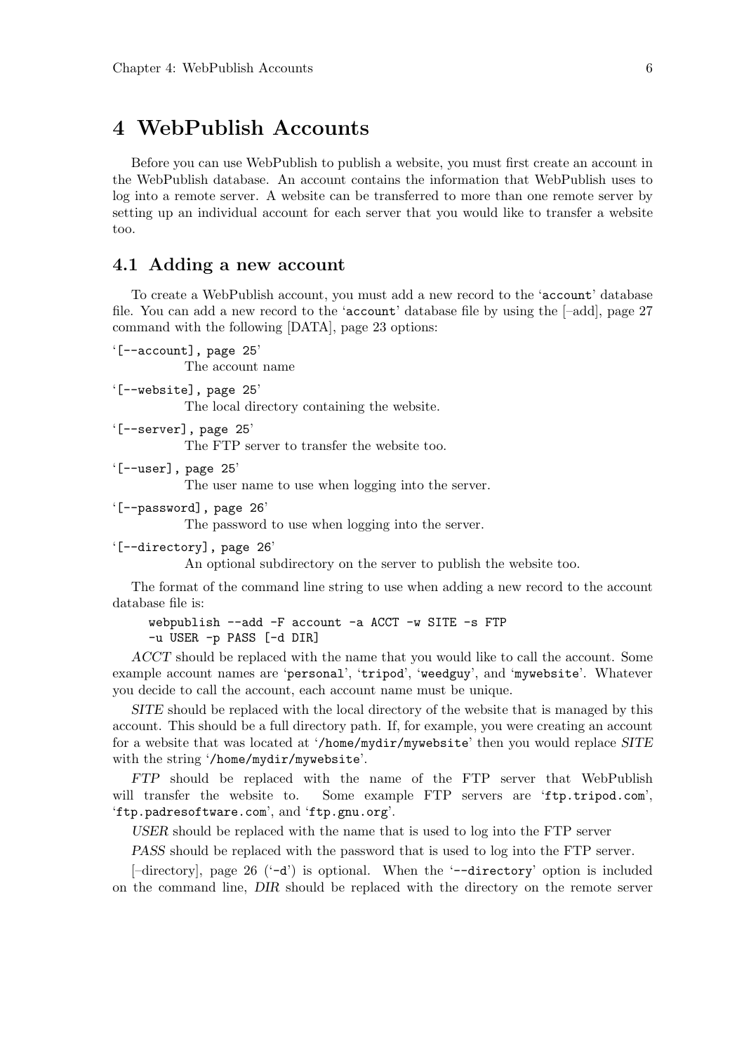# 4 WebPublish Accounts

Before you can use WebPublish to publish a website, you must first create an account in the WebPublish database. An account contains the information that WebPublish uses to log into a remote server. A website can be transferred to more than one remote server by setting up an individual account for each server that you would like to transfer a website too.

## 4.1 Adding a new account

To create a WebPublish account, you must add a new record to the '`account`' database file. You can add a new record to the '`account`' database file by using the [–add], page 27 command with the following [DATA], page 23 options:

'`[--account], page 25`'
: The account name

'`[--website], page 25`'
: The local directory containing the website.

'`[--server], page 25`'
: The FTP server to transfer the website too.

'`[--user], page 25`'
: The user name to use when logging into the server.

'`[--password], page 26`'
: The password to use when logging into the server.

'`[--directory], page 26`'
: An optional subdirectory on the server to publish the website too.

The format of the command line string to use when adding a new record to the account database file is:

```
webpublish --add -F account -a ACCT -w SITE -s FTP
-u USER -p PASS [-d DIR]
```

*ACCT* should be replaced with the name that you would like to call the account. Some example account names are '`personal`', '`tripod`', '`weedguy`', and '`mywebsite`'. Whatever you decide to call the account, each account name must be unique.

*SITE* should be replaced with the local directory of the website that is managed by this account. This should be a full directory path. If, for example, you were creating an account for a website that was located at '`/home/mydir/mywebsite`' then you would replace *SITE* with the string '`/home/mydir/mywebsite`'.

*FTP* should be replaced with the name of the FTP server that WebPublish will transfer the website to. Some example FTP servers are '`ftp.tripod.com`', '`ftp.padresoftware.com`', and '`ftp.gnu.org`'.

*USER* should be replaced with the name that is used to log into the FTP server

*PASS* should be replaced with the password that is used to log into the FTP server.

[–directory], page 26 ('`-d`') is optional. When the '`--directory`' option is included on the command line, *DIR* should be replaced with the directory on the remote server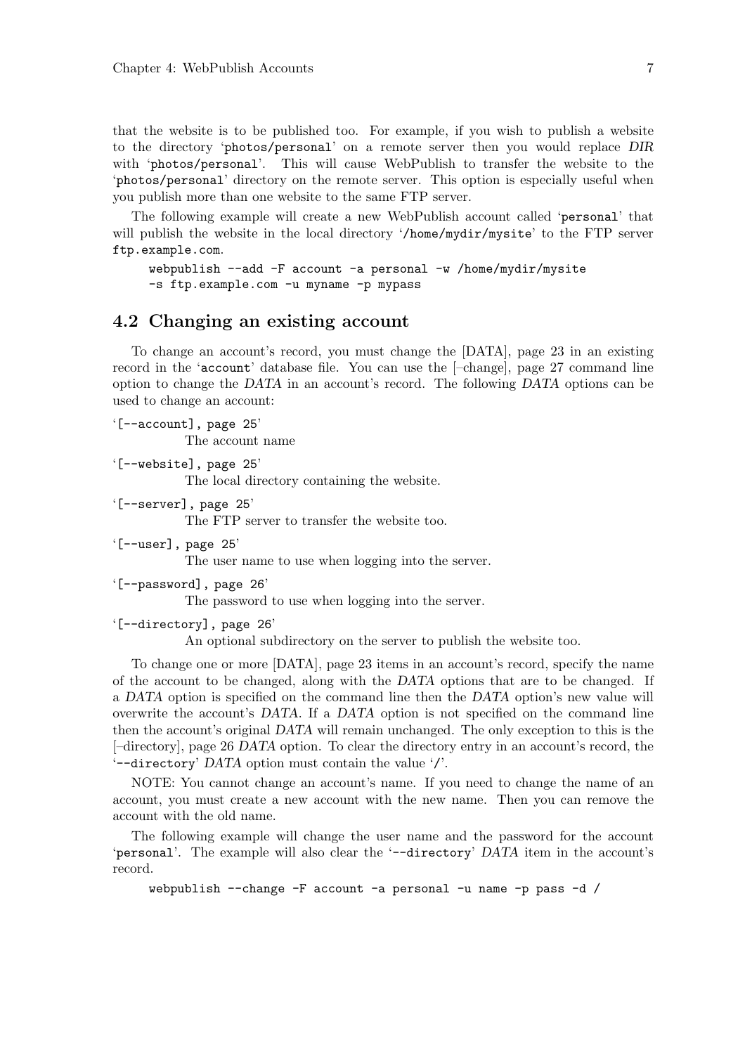that the website is to be published too. For example, if you wish to publish a website to the directory 'photos/personal' on a remote server then you would replace *DIR* with 'photos/personal'. This will cause WebPublish to transfer the website to the 'photos/personal' directory on the remote server. This option is especially useful when you publish more than one website to the same FTP server.

The following example will create a new WebPublish account called 'personal' that will publish the website in the local directory '/home/mydir/mysite' to the FTP server ftp.example.com.

```
webpublish --add -F account -a personal -w /home/mydir/mysite
-s ftp.example.com -u myname -p mypass
```

## 4.2 Changing an existing account

To change an account's record, you must change the [DATA], page 23 in an existing record in the 'account' database file. You can use the [–change], page 27 command line option to change the *DATA* in an account's record. The following *DATA* options can be used to change an account:

'[--account], page 25'
: The account name

'[--website], page 25'
: The local directory containing the website.

'[--server], page 25'
: The FTP server to transfer the website too.

'[--user], page 25'
: The user name to use when logging into the server.

'[--password], page 26'
: The password to use when logging into the server.

'[--directory], page 26'
: An optional subdirectory on the server to publish the website too.

To change one or more [DATA], page 23 items in an account's record, specify the name of the account to be changed, along with the *DATA* options that are to be changed. If a *DATA* option is specified on the command line then the *DATA* option's new value will overwrite the account's *DATA*. If a *DATA* option is not specified on the command line then the account's original *DATA* will remain unchanged. The only exception to this is the [–directory], page 26 *DATA* option. To clear the directory entry in an account's record, the '--directory' *DATA* option must contain the value '/'.

NOTE: You cannot change an account's name. If you need to change the name of an account, you must create a new account with the new name. Then you can remove the account with the old name.

The following example will change the user name and the password for the account 'personal'. The example will also clear the '--directory' *DATA* item in the account's record.

```
webpublish --change -F account -a personal -u name -p pass -d /
```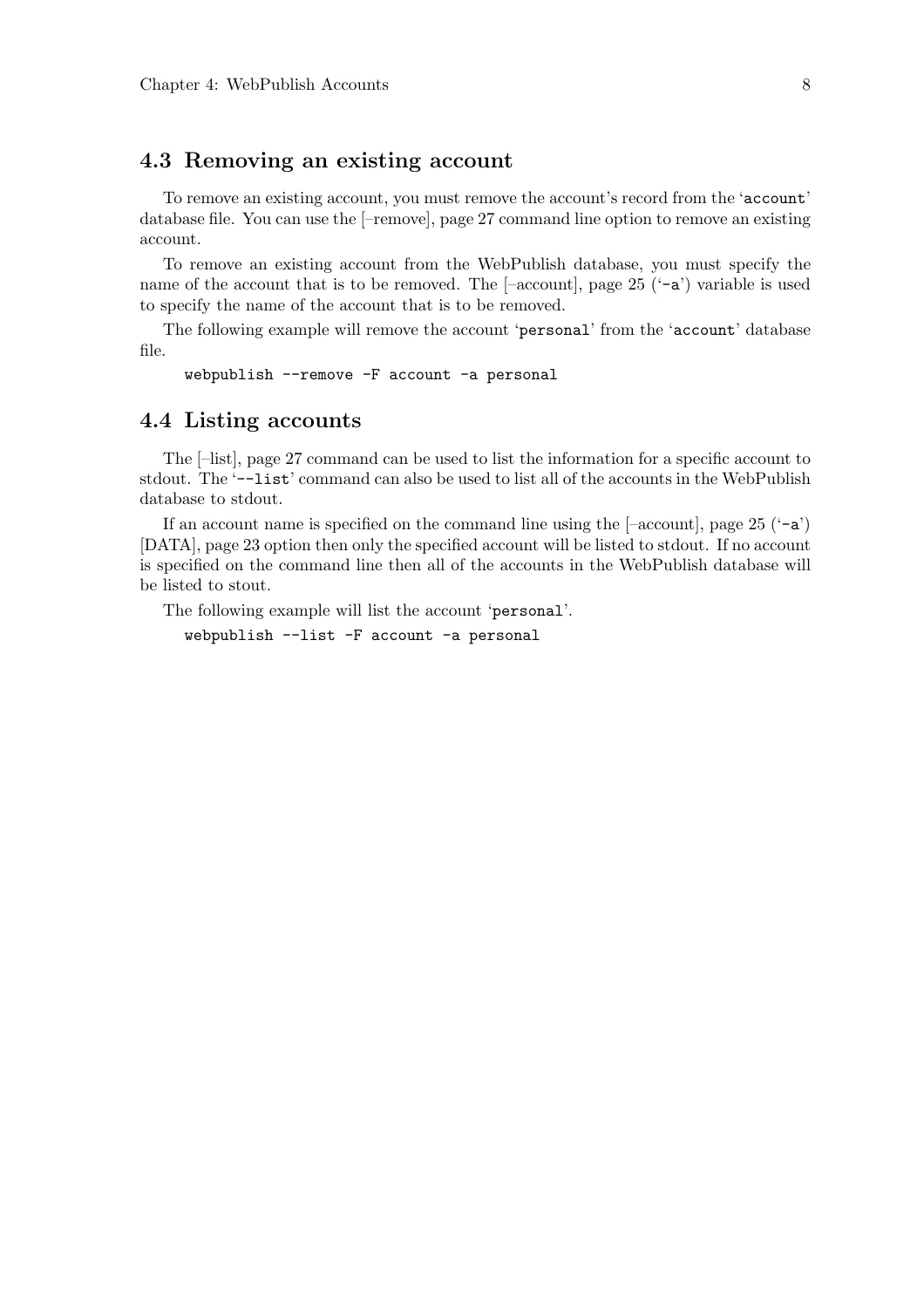## 4.3 Removing an existing account

To remove an existing account, you must remove the account's record from the 'account' database file. You can use the [–remove], page 27 command line option to remove an existing account.

To remove an existing account from the WebPublish database, you must specify the name of the account that is to be removed. The [–account], page 25 ('-a') variable is used to specify the name of the account that is to be removed.

The following example will remove the account 'personal' from the 'account' database file.

```
webpublish --remove -F account -a personal
```

## 4.4 Listing accounts

The [–list], page 27 command can be used to list the information for a specific account to stdout. The '--list' command can also be used to list all of the accounts in the WebPublish database to stdout.

If an account name is specified on the command line using the [–account], page 25 ('-a') [DATA], page 23 option then only the specified account will be listed to stdout. If no account is specified on the command line then all of the accounts in the WebPublish database will be listed to stout.

The following example will list the account 'personal'.

```
webpublish --list -F account -a personal
```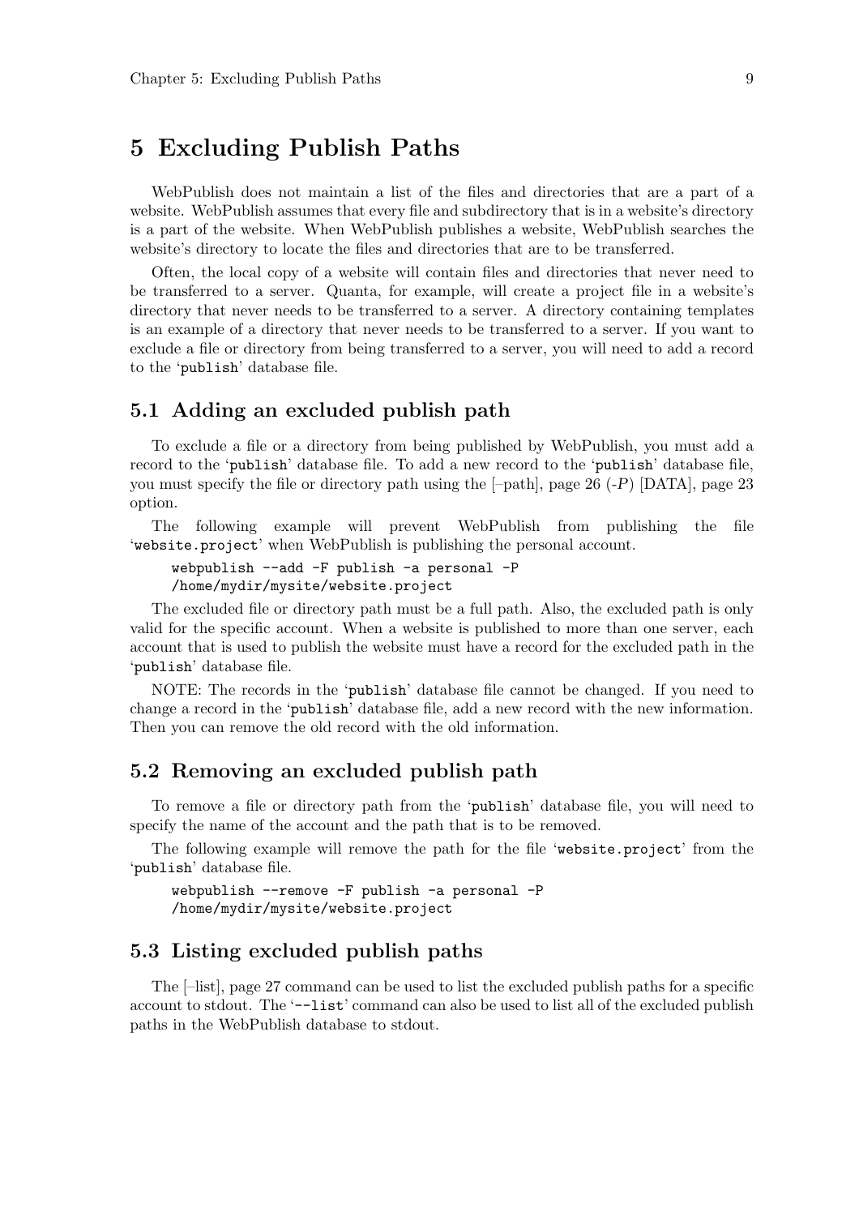# 5 Excluding Publish Paths

WebPublish does not maintain a list of the files and directories that are a part of a website. WebPublish assumes that every file and subdirectory that is in a website's directory is a part of the website. When WebPublish publishes a website, WebPublish searches the website's directory to locate the files and directories that are to be transferred.

Often, the local copy of a website will contain files and directories that never need to be transferred to a server. Quanta, for example, will create a project file in a website's directory that never needs to be transferred to a server. A directory containing templates is an example of a directory that never needs to be transferred to a server. If you want to exclude a file or directory from being transferred to a server, you will need to add a record to the 'publish' database file.

## 5.1 Adding an excluded publish path

To exclude a file or a directory from being published by WebPublish, you must add a record to the 'publish' database file. To add a new record to the 'publish' database file, you must specify the file or directory path using the [–path], page 26 (*-P*) [DATA], page 23 option.

The following example will prevent WebPublish from publishing the file 'website.project' when WebPublish is publishing the personal account.

```
webpublish --add -F publish -a personal -P
/home/mydir/mysite/website.project
```

The excluded file or directory path must be a full path. Also, the excluded path is only valid for the specific account. When a website is published to more than one server, each account that is used to publish the website must have a record for the excluded path in the 'publish' database file.

NOTE: The records in the 'publish' database file cannot be changed. If you need to change a record in the 'publish' database file, add a new record with the new information. Then you can remove the old record with the old information.

## 5.2 Removing an excluded publish path

To remove a file or directory path from the 'publish' database file, you will need to specify the name of the account and the path that is to be removed.

The following example will remove the path for the file 'website.project' from the 'publish' database file.

```
webpublish --remove -F publish -a personal -P
/home/mydir/mysite/website.project
```

## 5.3 Listing excluded publish paths

The [–list], page 27 command can be used to list the excluded publish paths for a specific account to stdout. The '--list' command can also be used to list all of the excluded publish paths in the WebPublish database to stdout.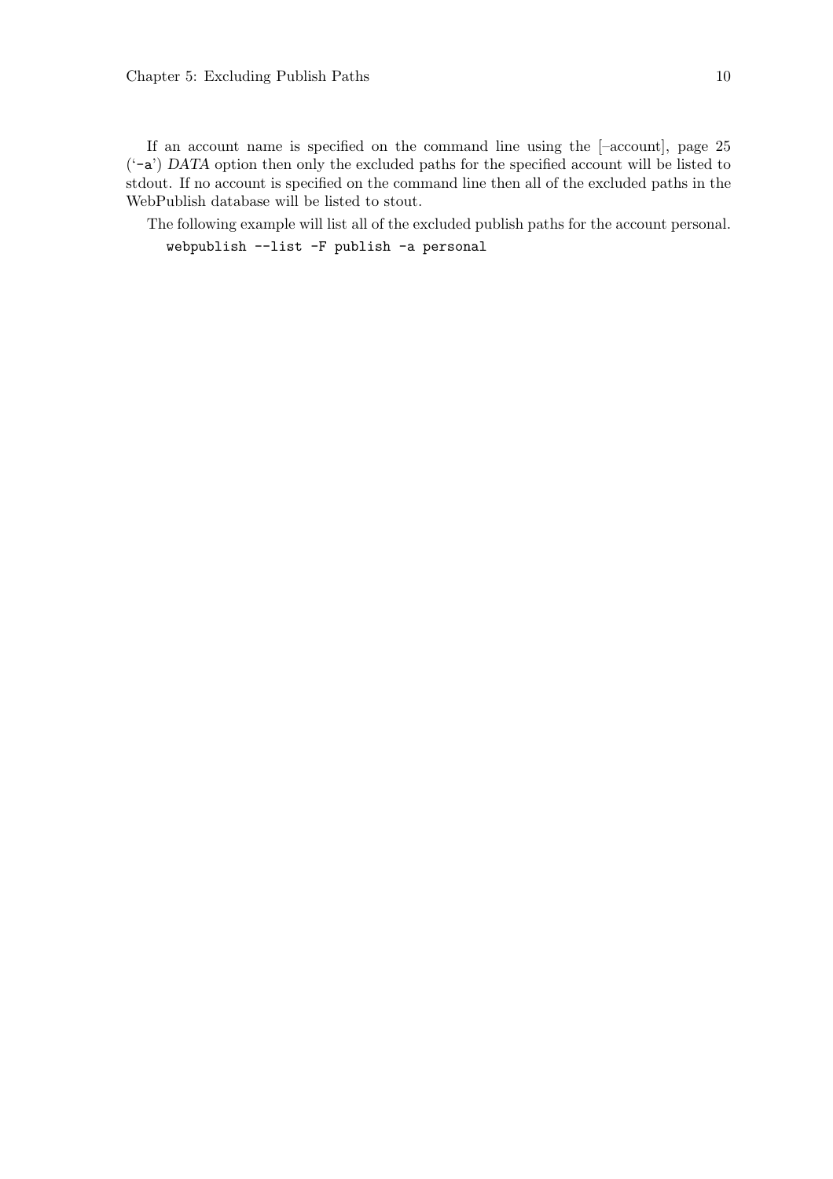If an account name is specified on the command line using the [–account], page 25 (‘-a’) *DATA* option then only the excluded paths for the specified account will be listed to stdout. If no account is specified on the command line then all of the excluded paths in the WebPublish database will be listed to stout.

The following example will list all of the excluded publish paths for the account personal.

```
webpublish --list -F publish -a personal
```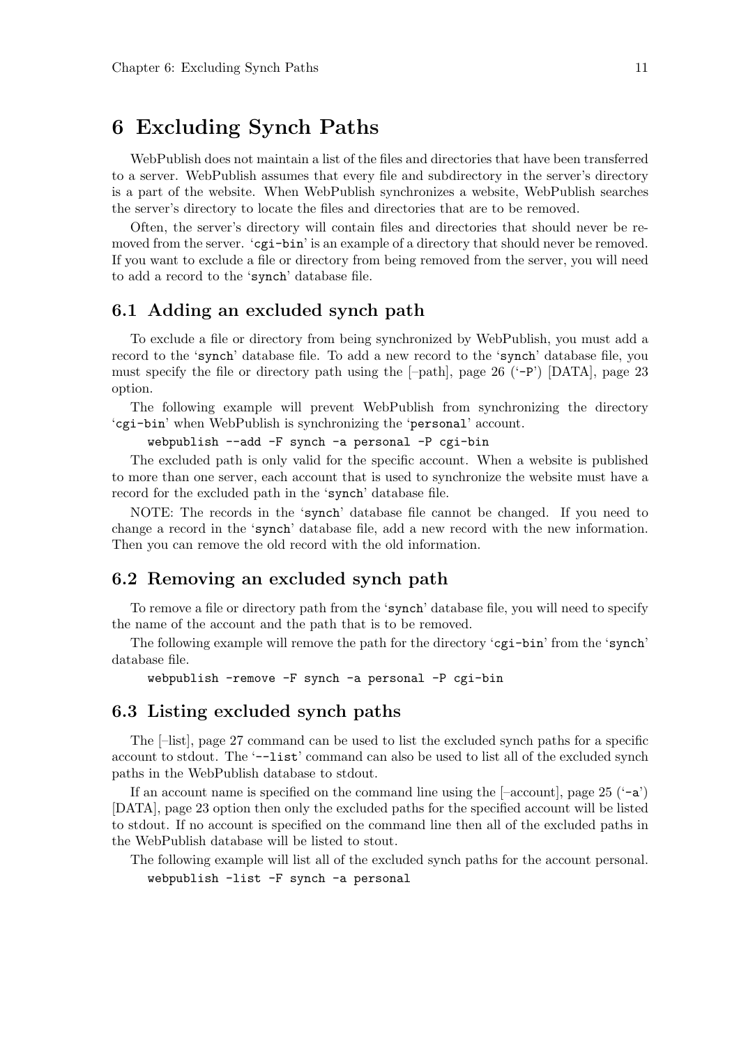# 6 Excluding Synch Paths

WebPublish does not maintain a list of the files and directories that have been transferred to a server. WebPublish assumes that every file and subdirectory in the server's directory is a part of the website. When WebPublish synchronizes a website, WebPublish searches the server's directory to locate the files and directories that are to be removed.

Often, the server's directory will contain files and directories that should never be removed from the server. 'cgi-bin' is an example of a directory that should never be removed. If you want to exclude a file or directory from being removed from the server, you will need to add a record to the 'synch' database file.

## 6.1 Adding an excluded synch path

To exclude a file or directory from being synchronized by WebPublish, you must add a record to the 'synch' database file. To add a new record to the 'synch' database file, you must specify the file or directory path using the [–path], page 26 ('-P') [DATA], page 23 option.

The following example will prevent WebPublish from synchronizing the directory 'cgi-bin' when WebPublish is synchronizing the 'personal' account.

```
webpublish --add -F synch -a personal -P cgi-bin
```

The excluded path is only valid for the specific account. When a website is published to more than one server, each account that is used to synchronize the website must have a record for the excluded path in the 'synch' database file.

NOTE: The records in the 'synch' database file cannot be changed. If you need to change a record in the 'synch' database file, add a new record with the new information. Then you can remove the old record with the old information.

## 6.2 Removing an excluded synch path

To remove a file or directory path from the 'synch' database file, you will need to specify the name of the account and the path that is to be removed.

The following example will remove the path for the directory 'cgi-bin' from the 'synch' database file.

```
webpublish -remove -F synch -a personal -P cgi-bin
```

## 6.3 Listing excluded synch paths

The [–list], page 27 command can be used to list the excluded synch paths for a specific account to stdout. The '--list' command can also be used to list all of the excluded synch paths in the WebPublish database to stdout.

If an account name is specified on the command line using the [–account], page 25 ('-a') [DATA], page 23 option then only the excluded paths for the specified account will be listed to stdout. If no account is specified on the command line then all of the excluded paths in the WebPublish database will be listed to stout.

The following example will list all of the excluded synch paths for the account personal.

```
webpublish -list -F synch -a personal
```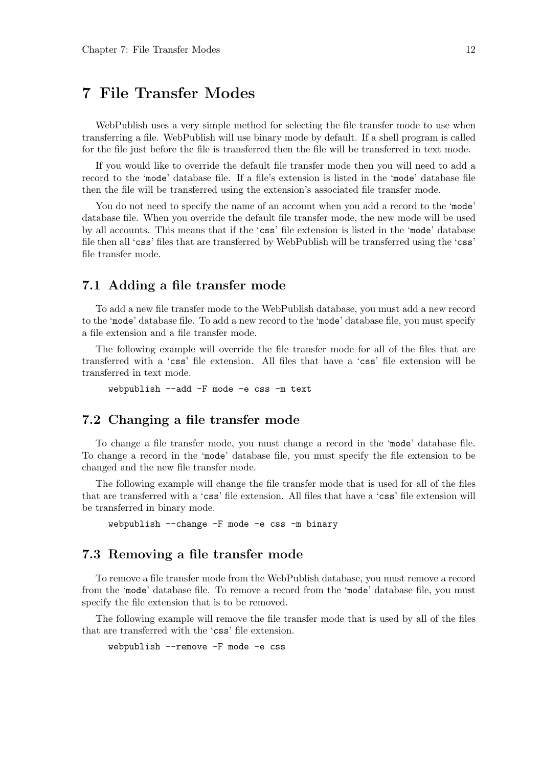# 7 File Transfer Modes

WebPublish uses a very simple method for selecting the file transfer mode to use when transferring a file. WebPublish will use binary mode by default. If a shell program is called for the file just before the file is transferred then the file will be transferred in text mode.

If you would like to override the default file transfer mode then you will need to add a record to the 'mode' database file. If a file's extension is listed in the 'mode' database file then the file will be transferred using the extension's associated file transfer mode.

You do not need to specify the name of an account when you add a record to the 'mode' database file. When you override the default file transfer mode, the new mode will be used by all accounts. This means that if the 'css' file extension is listed in the 'mode' database file then all 'css' files that are transferred by WebPublish will be transferred using the 'css' file transfer mode.

## 7.1 Adding a file transfer mode

To add a new file transfer mode to the WebPublish database, you must add a new record to the 'mode' database file. To add a new record to the 'mode' database file, you must specify a file extension and a file transfer mode.

The following example will override the file transfer mode for all of the files that are transferred with a 'css' file extension. All files that have a 'css' file extension will be transferred in text mode.

```
webpublish --add -F mode -e css -m text
```

## 7.2 Changing a file transfer mode

To change a file transfer mode, you must change a record in the 'mode' database file. To change a record in the 'mode' database file, you must specify the file extension to be changed and the new file transfer mode.

The following example will change the file transfer mode that is used for all of the files that are transferred with a 'css' file extension. All files that have a 'css' file extension will be transferred in binary mode.

```
webpublish --change -F mode -e css -m binary
```

## 7.3 Removing a file transfer mode

To remove a file transfer mode from the WebPublish database, you must remove a record from the 'mode' database file. To remove a record from the 'mode' database file, you must specify the file extension that is to be removed.

The following example will remove the file transfer mode that is used by all of the files that are transferred with the 'css' file extension.

```
webpublish --remove -F mode -e css
```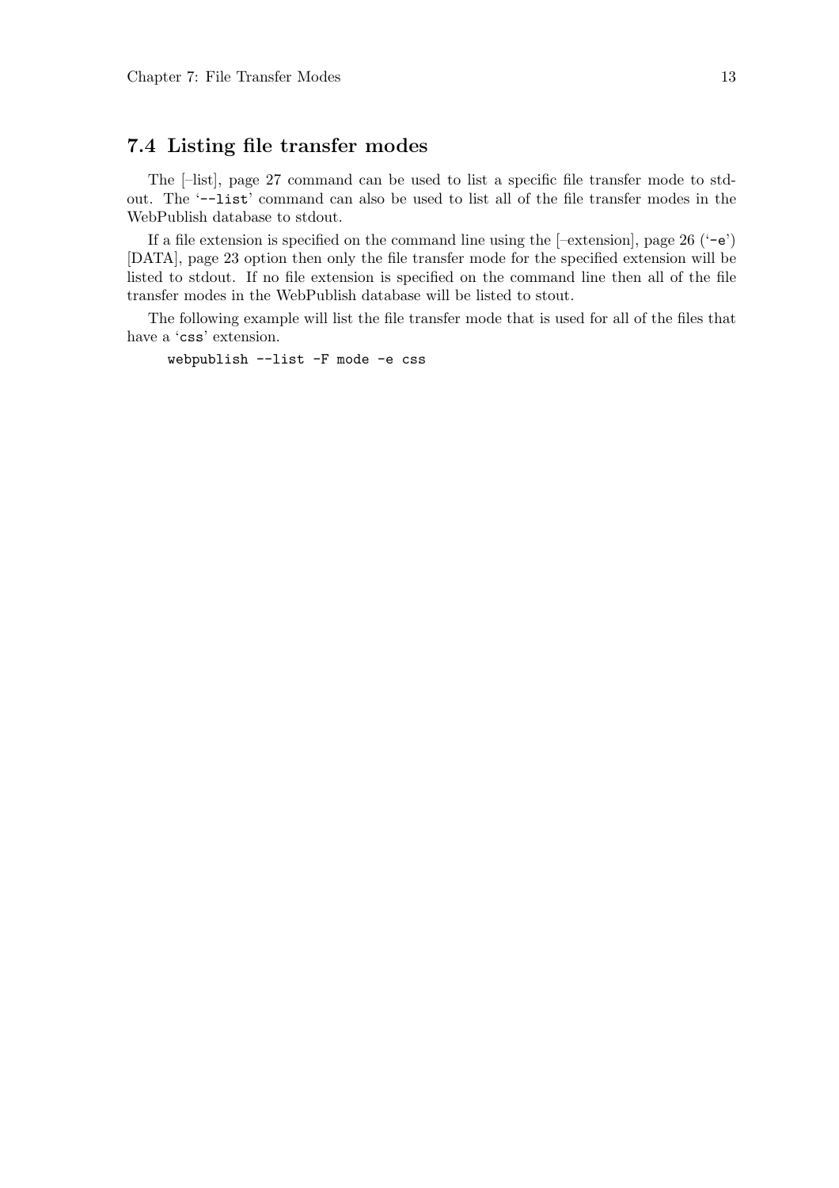## 7.4 Listing file transfer modes

The [–list], page 27 command can be used to list a specific file transfer mode to stdout. The '`--list`' command can also be used to list all of the file transfer modes in the WebPublish database to stdout.

If a file extension is specified on the command line using the [–extension], page 26 ('`-e`') [DATA], page 23 option then only the file transfer mode for the specified extension will be listed to stdout. If no file extension is specified on the command line then all of the file transfer modes in the WebPublish database will be listed to stout.

The following example will list the file transfer mode that is used for all of the files that have a '`css`' extension.

```
webpublish --list -F mode -e css
```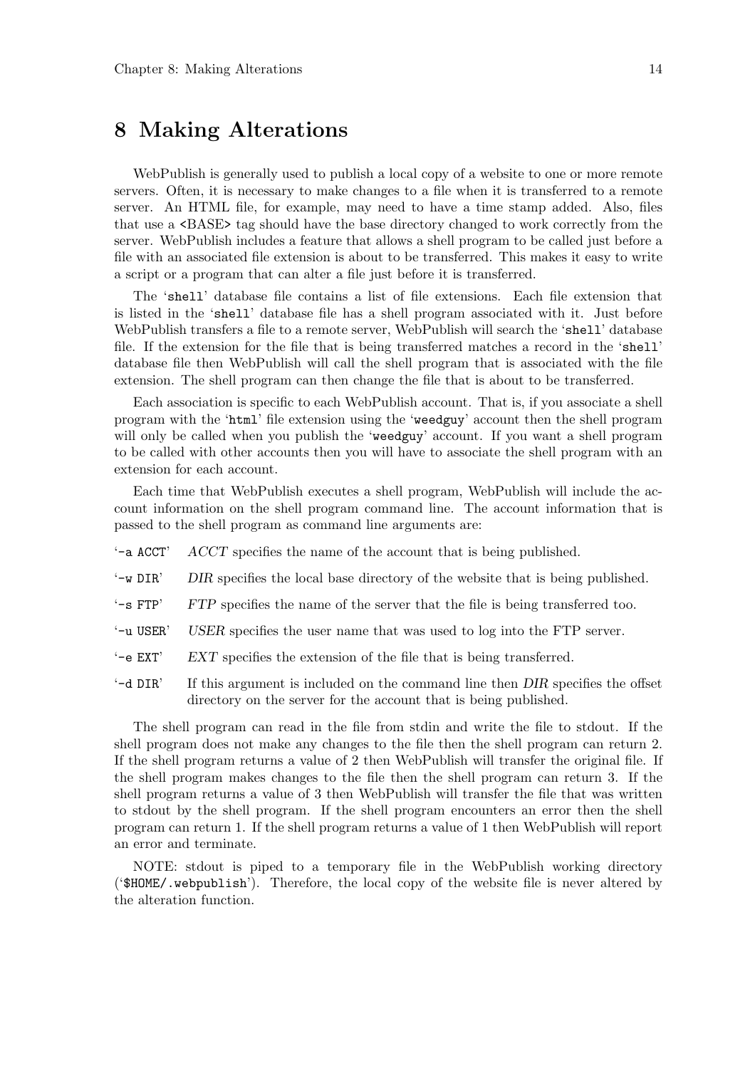# 8 Making Alterations

WebPublish is generally used to publish a local copy of a website to one or more remote servers. Often, it is necessary to make changes to a file when it is transferred to a remote server. An HTML file, for example, may need to have a time stamp added. Also, files that use a <BASE> tag should have the base directory changed to work correctly from the server. WebPublish includes a feature that allows a shell program to be called just before a file with an associated file extension is about to be transferred. This makes it easy to write a script or a program that can alter a file just before it is transferred.

The '`shell`' database file contains a list of file extensions. Each file extension that is listed in the '`shell`' database file has a shell program associated with it. Just before WebPublish transfers a file to a remote server, WebPublish will search the '`shell`' database file. If the extension for the file that is being transferred matches a record in the '`shell`' database file then WebPublish will call the shell program that is associated with the file extension. The shell program can then change the file that is about to be transferred.

Each association is specific to each WebPublish account. That is, if you associate a shell program with the '`html`' file extension using the '`weedguy`' account then the shell program will only be called when you publish the '`weedguy`' account. If you want a shell program to be called with other accounts then you will have to associate the shell program with an extension for each account.

Each time that WebPublish executes a shell program, WebPublish will include the account information on the shell program command line. The account information that is passed to the shell program as command line arguments are:

'`-a ACCT`' *ACCT* specifies the name of the account that is being published.

'`-w DIR`' *DIR* specifies the local base directory of the website that is being published.

'`-s FTP`' *FTP* specifies the name of the server that the file is being transferred too.

'`-u USER`' *USER* specifies the user name that was used to log into the FTP server.

'`-e EXT`' *EXT* specifies the extension of the file that is being transferred.

'`-d DIR`' If this argument is included on the command line then *DIR* specifies the offset directory on the server for the account that is being published.

The shell program can read in the file from stdin and write the file to stdout. If the shell program does not make any changes to the file then the shell program can return 2. If the shell program returns a value of 2 then WebPublish will transfer the original file. If the shell program makes changes to the file then the shell program can return 3. If the shell program returns a value of 3 then WebPublish will transfer the file that was written to stdout by the shell program. If the shell program encounters an error then the shell program can return 1. If the shell program returns a value of 1 then WebPublish will report an error and terminate.

NOTE: stdout is piped to a temporary file in the WebPublish working directory ('`$HOME/.webpublish`'). Therefore, the local copy of the website file is never altered by the alteration function.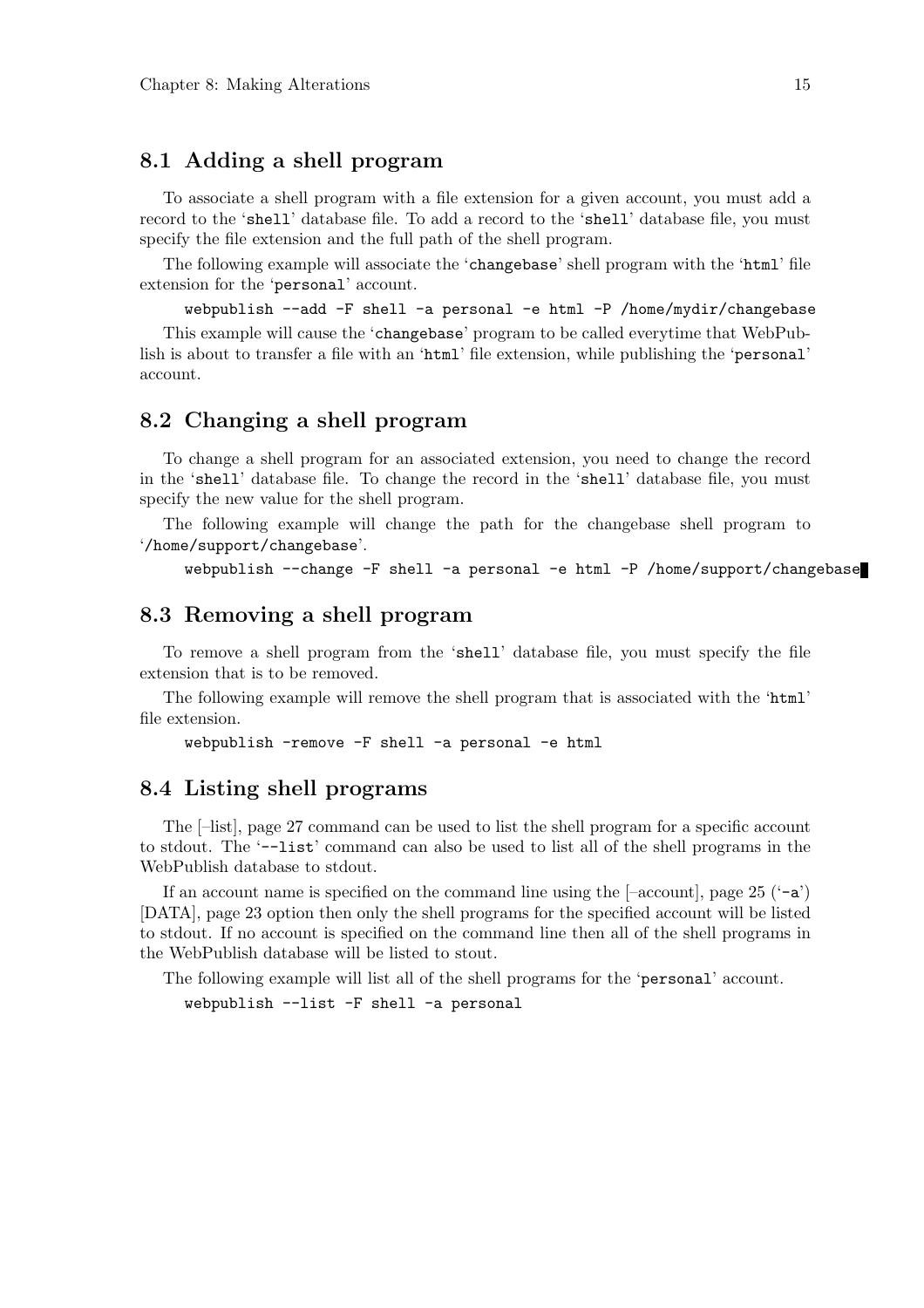## 8.1 Adding a shell program

To associate a shell program with a file extension for a given account, you must add a record to the 'shell' database file. To add a record to the 'shell' database file, you must specify the file extension and the full path of the shell program.

The following example will associate the 'changebase' shell program with the 'html' file extension for the 'personal' account.

```
webpublish --add -F shell -a personal -e html -P /home/mydir/changebase
```

This example will cause the 'changebase' program to be called everytime that WebPublish is about to transfer a file with an 'html' file extension, while publishing the 'personal' account.

## 8.2 Changing a shell program

To change a shell program for an associated extension, you need to change the record in the 'shell' database file. To change the record in the 'shell' database file, you must specify the new value for the shell program.

The following example will change the path for the changebase shell program to '/home/support/changebase'.

```
webpublish --change -F shell -a personal -e html -P /home/support/changebase
```

## 8.3 Removing a shell program

To remove a shell program from the 'shell' database file, you must specify the file extension that is to be removed.

The following example will remove the shell program that is associated with the 'html' file extension.

```
webpublish -remove -F shell -a personal -e html
```

## 8.4 Listing shell programs

The [–list], page 27 command can be used to list the shell program for a specific account to stdout. The '--list' command can also be used to list all of the shell programs in the WebPublish database to stdout.

If an account name is specified on the command line using the [–account], page 25 ('-a') [DATA], page 23 option then only the shell programs for the specified account will be listed to stdout. If no account is specified on the command line then all of the shell programs in the WebPublish database will be listed to stout.

The following example will list all of the shell programs for the 'personal' account.

```
webpublish --list -F shell -a personal
```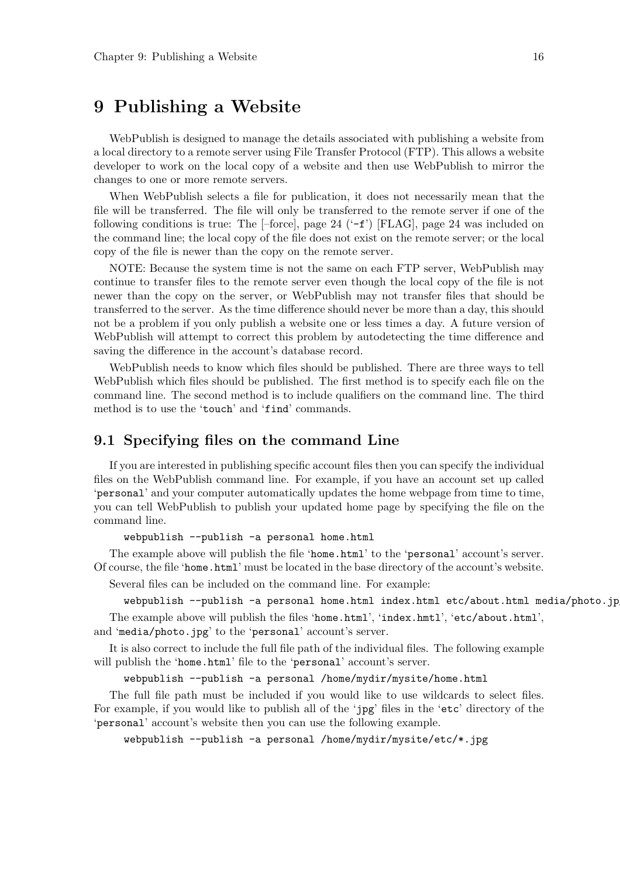# 9 Publishing a Website

WebPublish is designed to manage the details associated with publishing a website from a local directory to a remote server using File Transfer Protocol (FTP). This allows a website developer to work on the local copy of a website and then use WebPublish to mirror the changes to one or more remote servers.

When WebPublish selects a file for publication, it does not necessarily mean that the file will be transferred. The file will only be transferred to the remote server if one of the following conditions is true: The [–force], page 24 ('-f') [FLAG], page 24 was included on the command line; the local copy of the file does not exist on the remote server; or the local copy of the file is newer than the copy on the remote server.

NOTE: Because the system time is not the same on each FTP server, WebPublish may continue to transfer files to the remote server even though the local copy of the file is not newer than the copy on the server, or WebPublish may not transfer files that should be transferred to the server. As the time difference should never be more than a day, this should not be a problem if you only publish a website one or less times a day. A future version of WebPublish will attempt to correct this problem by autodetecting the time difference and saving the difference in the account's database record.

WebPublish needs to know which files should be published. There are three ways to tell WebPublish which files should be published. The first method is to specify each file on the command line. The second method is to include qualifiers on the command line. The third method is to use the 'touch' and 'find' commands.

## 9.1 Specifying files on the command Line

If you are interested in publishing specific account files then you can specify the individual files on the WebPublish command line. For example, if you have an account set up called 'personal' and your computer automatically updates the home webpage from time to time, you can tell WebPublish to publish your updated home page by specifying the file on the command line.

```
webpublish --publish -a personal home.html
```

The example above will publish the file 'home.html' to the 'personal' account's server. Of course, the file 'home.html' must be located in the base directory of the account's website.

Several files can be included on the command line. For example:

```
webpublish --publish -a personal home.html index.html etc/about.html media/photo.jp
```

The example above will publish the files 'home.html', 'index.hmtl', 'etc/about.html', and 'media/photo.jpg' to the 'personal' account's server.

It is also correct to include the full file path of the individual files. The following example will publish the 'home.html' file to the 'personal' account's server.

```
webpublish --publish -a personal /home/mydir/mysite/home.html
```

The full file path must be included if you would like to use wildcards to select files. For example, if you would like to publish all of the 'jpg' files in the 'etc' directory of the 'personal' account's website then you can use the following example.

```
webpublish --publish -a personal /home/mydir/mysite/etc/*.jpg
```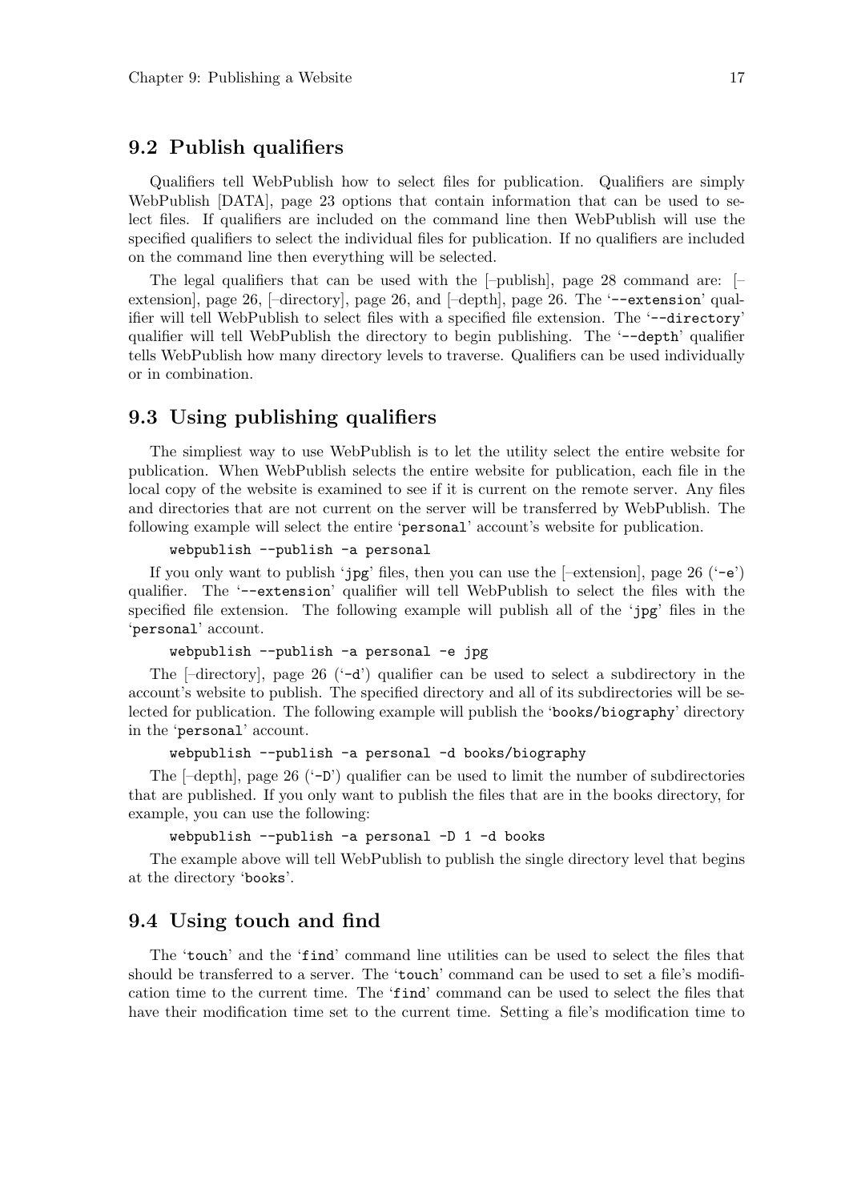## 9.2 Publish qualifiers

Qualifiers tell WebPublish how to select files for publication. Qualifiers are simply WebPublish [DATA], page 23 options that contain information that can be used to select files. If qualifiers are included on the command line then WebPublish will use the specified qualifiers to select the individual files for publication. If no qualifiers are included on the command line then everything will be selected.

The legal qualifiers that can be used with the [–publish], page 28 command are: [–extension], page 26, [–directory], page 26, and [–depth], page 26. The '`--extension`' qualifier will tell WebPublish to select files with a specified file extension. The '`--directory`' qualifier will tell WebPublish the directory to begin publishing. The '`--depth`' qualifier tells WebPublish how many directory levels to traverse. Qualifiers can be used individually or in combination.

## 9.3 Using publishing qualifiers

The simpliest way to use WebPublish is to let the utility select the entire website for publication. When WebPublish selects the entire website for publication, each file in the local copy of the website is examined to see if it is current on the remote server. Any files and directories that are not current on the server will be transferred by WebPublish. The following example will select the entire '`personal`' account's website for publication.

```
webpublish --publish -a personal
```

If you only want to publish '`jpg`' files, then you can use the [–extension], page 26 ('`-e`') qualifier. The '`--extension`' qualifier will tell WebPublish to select the files with the specified file extension. The following example will publish all of the '`jpg`' files in the '`personal`' account.

```
webpublish --publish -a personal -e jpg
```

The [–directory], page 26 ('`-d`') qualifier can be used to select a subdirectory in the account's website to publish. The specified directory and all of its subdirectories will be selected for publication. The following example will publish the '`books/biography`' directory in the '`personal`' account.

```
webpublish --publish -a personal -d books/biography
```

The [–depth], page 26 ('`-D`') qualifier can be used to limit the number of subdirectories that are published. If you only want to publish the files that are in the books directory, for example, you can use the following:

```
webpublish --publish -a personal -D 1 -d books
```

The example above will tell WebPublish to publish the single directory level that begins at the directory '`books`'.

## 9.4 Using touch and find

The '`touch`' and the '`find`' command line utilities can be used to select the files that should be transferred to a server. The '`touch`' command can be used to set a file's modification time to the current time. The '`find`' command can be used to select the files that have their modification time set to the current time. Setting a file's modification time to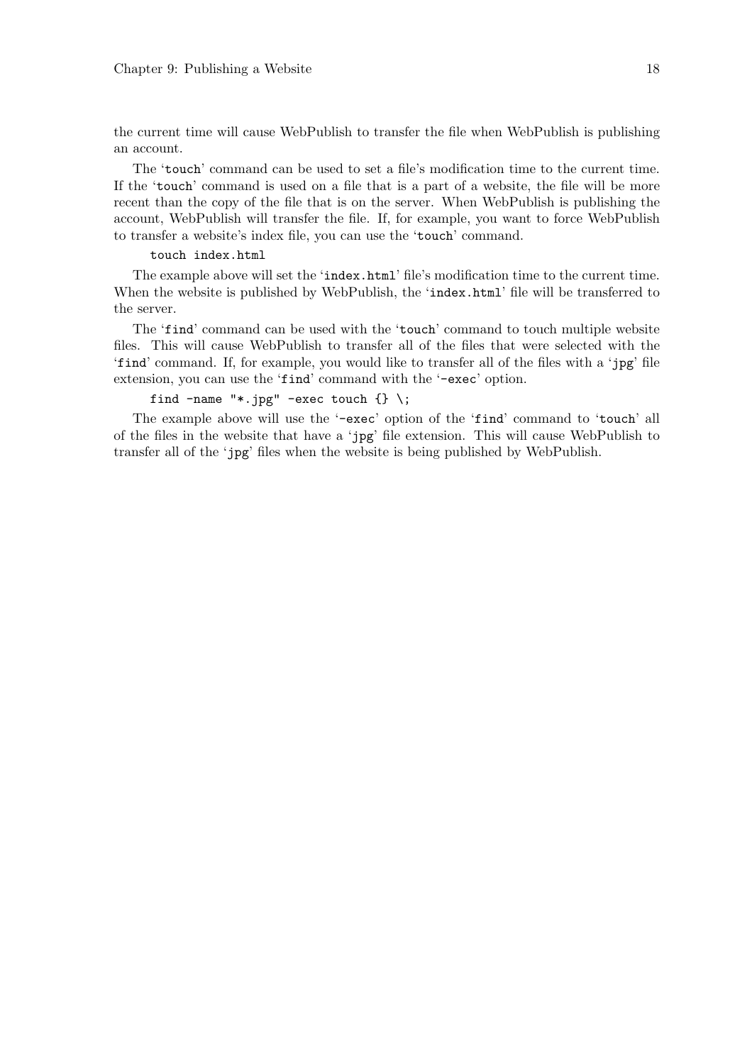the current time will cause WebPublish to transfer the file when WebPublish is publishing an account.

The 'touch' command can be used to set a file's modification time to the current time. If the 'touch' command is used on a file that is a part of a website, the file will be more recent than the copy of the file that is on the server. When WebPublish is publishing the account, WebPublish will transfer the file. If, for example, you want to force WebPublish to transfer a website's index file, you can use the 'touch' command.

```
touch index.html
```

The example above will set the 'index.html' file's modification time to the current time. When the website is published by WebPublish, the 'index.html' file will be transferred to the server.

The 'find' command can be used with the 'touch' command to touch multiple website files. This will cause WebPublish to transfer all of the files that were selected with the 'find' command. If, for example, you would like to transfer all of the files with a 'jpg' file extension, you can use the 'find' command with the '-exec' option.

```
find -name "*.jpg" -exec touch {} \;
```

The example above will use the '-exec' option of the 'find' command to 'touch' all of the files in the website that have a 'jpg' file extension. This will cause WebPublish to transfer all of the 'jpg' files when the website is being published by WebPublish.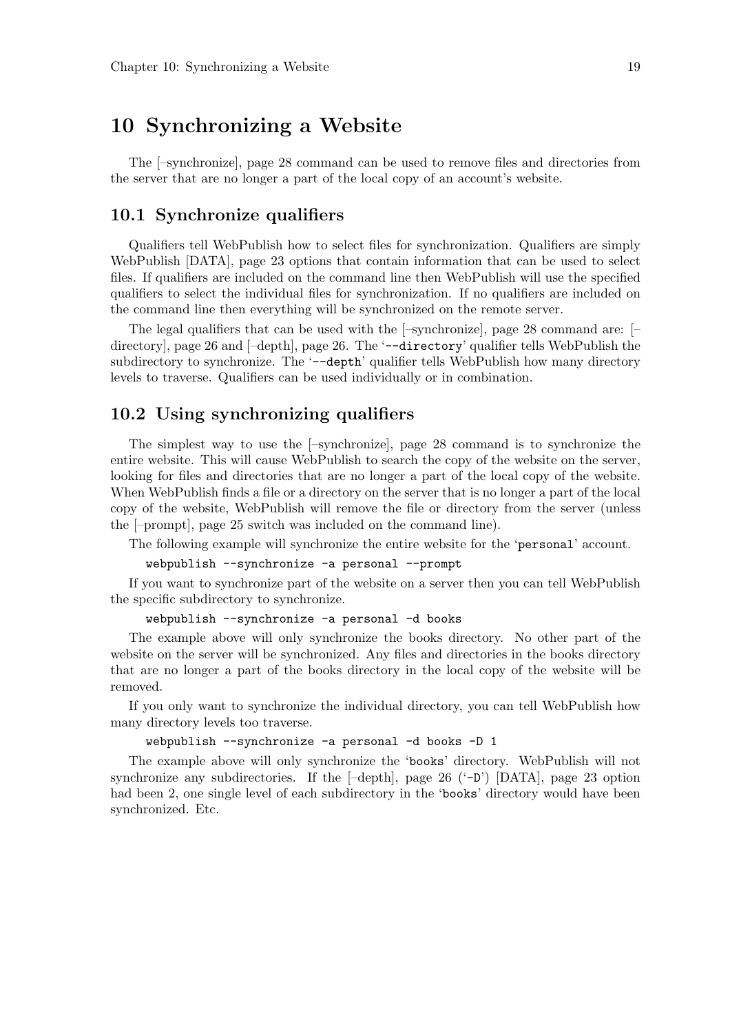# 10 Synchronizing a Website

The [–synchronize], page 28 command can be used to remove files and directories from the server that are no longer a part of the local copy of an account's website.

## 10.1 Synchronize qualifiers

Qualifiers tell WebPublish how to select files for synchronization. Qualifiers are simply WebPublish [DATA], page 23 options that contain information that can be used to select files. If qualifiers are included on the command line then WebPublish will use the specified qualifiers to select the individual files for synchronization. If no qualifiers are included on the command line then everything will be synchronized on the remote server.

The legal qualifiers that can be used with the [–synchronize], page 28 command are: [–directory], page 26 and [–depth], page 26. The '`--directory`' qualifier tells WebPublish the subdirectory to synchronize. The '`--depth`' qualifier tells WebPublish how many directory levels to traverse. Qualifiers can be used individually or in combination.

## 10.2 Using synchronizing qualifiers

The simplest way to use the [–synchronize], page 28 command is to synchronize the entire website. This will cause WebPublish to search the copy of the website on the server, looking for files and directories that are no longer a part of the local copy of the website. When WebPublish finds a file or a directory on the server that is no longer a part of the local copy of the website, WebPublish will remove the file or directory from the server (unless the [–prompt], page 25 switch was included on the command line).

The following example will synchronize the entire website for the '`personal`' account.

```
webpublish --synchronize -a personal --prompt
```

If you want to synchronize part of the website on a server then you can tell WebPublish the specific subdirectory to synchronize.

```
webpublish --synchronize -a personal -d books
```

The example above will only synchronize the books directory. No other part of the website on the server will be synchronized. Any files and directories in the books directory that are no longer a part of the books directory in the local copy of the website will be removed.

If you only want to synchronize the individual directory, you can tell WebPublish how many directory levels too traverse.

```
webpublish --synchronize -a personal -d books -D 1
```

The example above will only synchronize the '`books`' directory. WebPublish will not synchronize any subdirectories. If the [–depth], page 26 ('`-D`') [DATA], page 23 option had been 2, one single level of each subdirectory in the '`books`' directory would have been synchronized. Etc.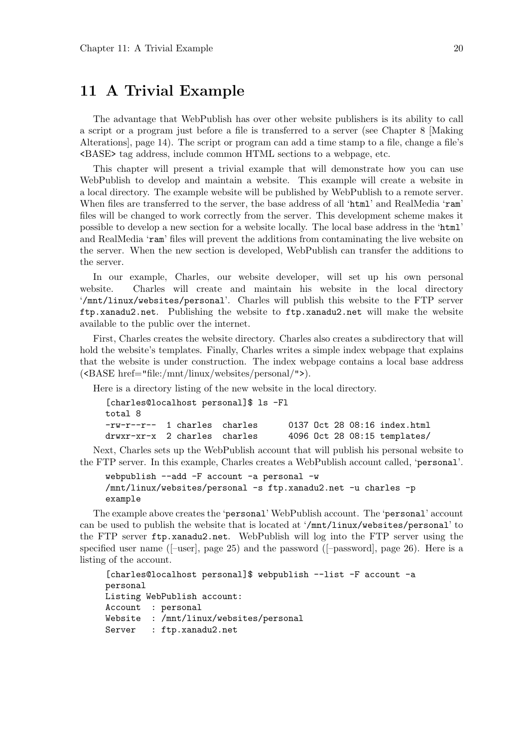# 11 A Trivial Example

The advantage that WebPublish has over other website publishers is its ability to call a script or a program just before a file is transferred to a server (see Chapter 8 [Making Alterations], page 14). The script or program can add a time stamp to a file, change a file's `<BASE>` tag address, include common HTML sections to a webpage, etc.

This chapter will present a trivial example that will demonstrate how you can use WebPublish to develop and maintain a website. This example will create a website in a local directory. The example website will be published by WebPublish to a remote server. When files are transferred to the server, the base address of all '`html`' and RealMedia '`ram`' files will be changed to work correctly from the server. This development scheme makes it possible to develop a new section for a website locally. The local base address in the '`html`' and RealMedia '`ram`' files will prevent the additions from contaminating the live website on the server. When the new section is developed, WebPublish can transfer the additions to the server.

In our example, Charles, our website developer, will set up his own personal website. Charles will create and maintain his website in the local directory '`/mnt/linux/websites/personal`'. Charles will publish this website to the FTP server `ftp.xanadu2.net`. Publishing the website to `ftp.xanadu2.net` will make the website available to the public over the internet.

First, Charles creates the website directory. Charles also creates a subdirectory that will hold the website's templates. Finally, Charles writes a simple index webpage that explains that the website is under construction. The index webpage contains a local base address (<BASE href="file:/mnt/linux/websites/personal/">).

Here is a directory listing of the new website in the local directory.

```
[charles@localhost personal]$ ls -Fl
total 8
-rw-r--r--  1 charles  charles      0137 Oct 28 08:16 index.html
drwxr-xr-x  2 charles  charles      4096 Oct 28 08:15 templates/
```

Next, Charles sets up the WebPublish account that will publish his personal website to the FTP server. In this example, Charles creates a WebPublish account called, '`personal`'.

```
webpublish --add -F account -a personal -w
/mnt/linux/websites/personal -s ftp.xanadu2.net -u charles -p
example
```

The example above creates the '`personal`' WebPublish account. The '`personal`' account can be used to publish the website that is located at '`/mnt/linux/websites/personal`' to the FTP server `ftp.xanadu2.net`. WebPublish will log into the FTP server using the specified user name ([–user], page 25) and the password ([–password], page 26). Here is a listing of the account.

```
[charles@localhost personal]$ webpublish --list -F account -a
personal
Listing WebPublish account:
Account  : personal
Website  : /mnt/linux/websites/personal
Server   : ftp.xanadu2.net
```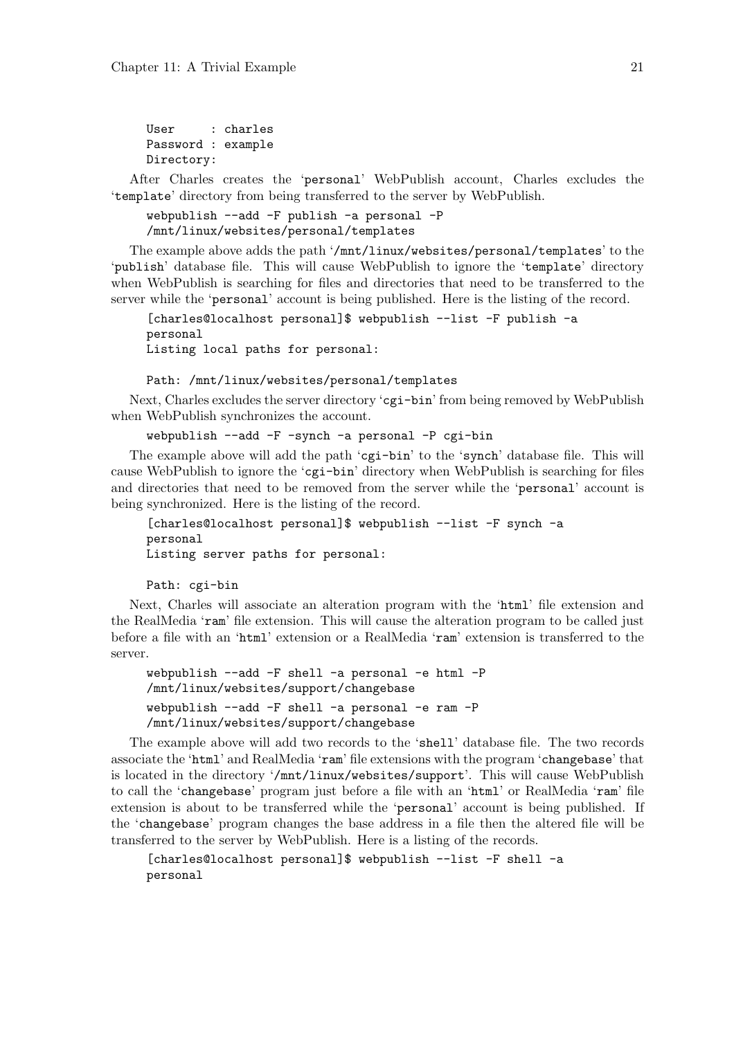```
User     : charles
Password : example
Directory:
```

After Charles creates the 'personal' WebPublish account, Charles excludes the 'template' directory from being transferred to the server by WebPublish.

```
webpublish --add -F publish -a personal -P
/mnt/linux/websites/personal/templates
```

The example above adds the path '/mnt/linux/websites/personal/templates' to the 'publish' database file. This will cause WebPublish to ignore the 'template' directory when WebPublish is searching for files and directories that need to be transferred to the server while the 'personal' account is being published. Here is the listing of the record.

```
[charles@localhost personal]$ webpublish --list -F publish -a
personal
Listing local paths for personal:

Path: /mnt/linux/websites/personal/templates
```

Next, Charles excludes the server directory 'cgi-bin' from being removed by WebPublish when WebPublish synchronizes the account.

```
webpublish --add -F -synch -a personal -P cgi-bin
```

The example above will add the path 'cgi-bin' to the 'synch' database file. This will cause WebPublish to ignore the 'cgi-bin' directory when WebPublish is searching for files and directories that need to be removed from the server while the 'personal' account is being synchronized. Here is the listing of the record.

```
[charles@localhost personal]$ webpublish --list -F synch -a
personal
Listing server paths for personal:

Path: cgi-bin
```

Next, Charles will associate an alteration program with the 'html' file extension and the RealMedia 'ram' file extension. This will cause the alteration program to be called just before a file with an 'html' extension or a RealMedia 'ram' extension is transferred to the server.

```
webpublish --add -F shell -a personal -e html -P
/mnt/linux/websites/support/changebase
webpublish --add -F shell -a personal -e ram -P
/mnt/linux/websites/support/changebase
```

The example above will add two records to the 'shell' database file. The two records associate the 'html' and RealMedia 'ram' file extensions with the program 'changebase' that is located in the directory '/mnt/linux/websites/support'. This will cause WebPublish to call the 'changebase' program just before a file with an 'html' or RealMedia 'ram' file extension is about to be transferred while the 'personal' account is being published. If the 'changebase' program changes the base address in a file then the altered file will be transferred to the server by WebPublish. Here is a listing of the records.

```
[charles@localhost personal]$ webpublish --list -F shell -a
personal
```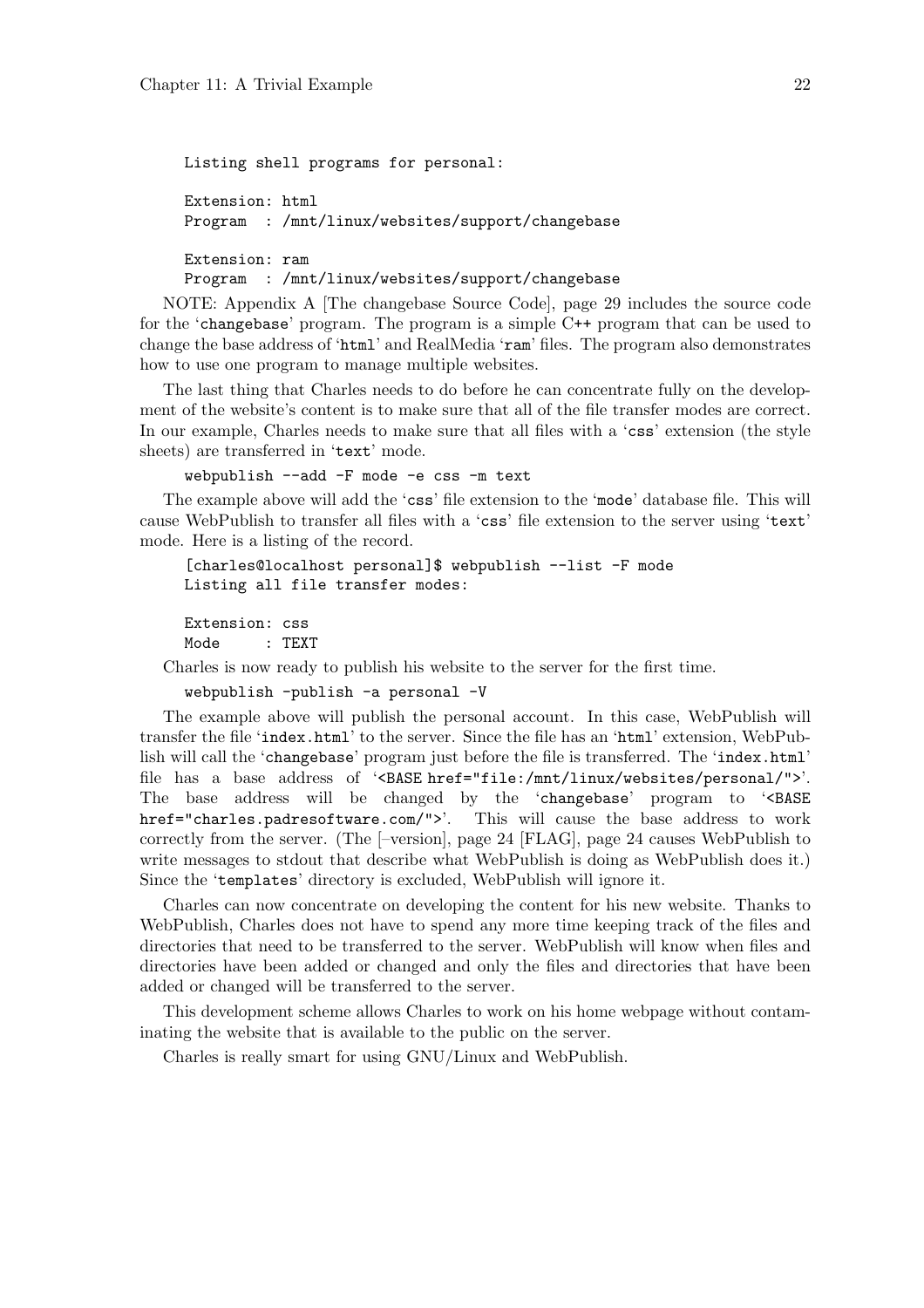```
Listing shell programs for personal:

Extension: html
Program  : /mnt/linux/websites/support/changebase

Extension: ram
Program  : /mnt/linux/websites/support/changebase
```

NOTE: Appendix A [The changebase Source Code], page 29 includes the source code for the 'changebase' program. The program is a simple C++ program that can be used to change the base address of 'html' and RealMedia 'ram' files. The program also demonstrates how to use one program to manage multiple websites.

The last thing that Charles needs to do before he can concentrate fully on the development of the website's content is to make sure that all of the file transfer modes are correct. In our example, Charles needs to make sure that all files with a 'css' extension (the style sheets) are transferred in 'text' mode.

```
webpublish --add -F mode -e css -m text
```

The example above will add the 'css' file extension to the 'mode' database file. This will cause WebPublish to transfer all files with a 'css' file extension to the server using 'text' mode. Here is a listing of the record.

```
[charles@localhost personal]$ webpublish --list -F mode
Listing all file transfer modes:

Extension: css
Mode     : TEXT
```

Charles is now ready to publish his website to the server for the first time.

```
webpublish -publish -a personal -V
```

The example above will publish the personal account. In this case, WebPublish will transfer the file 'index.html' to the server. Since the file has an 'html' extension, WebPublish will call the 'changebase' program just before the file is transferred. The 'index.html' file has a base address of '<BASE href="file:/mnt/linux/websites/personal/">'. The base address will be changed by the 'changebase' program to '<BASE href="charles.padresoftware.com/">'. This will cause the base address to work correctly from the server. (The [–version], page 24 [FLAG], page 24 causes WebPublish to write messages to stdout that describe what WebPublish is doing as WebPublish does it.) Since the 'templates' directory is excluded, WebPublish will ignore it.

Charles can now concentrate on developing the content for his new website. Thanks to WebPublish, Charles does not have to spend any more time keeping track of the files and directories that need to be transferred to the server. WebPublish will know when files and directories have been added or changed and only the files and directories that have been added or changed will be transferred to the server.

This development scheme allows Charles to work on his home webpage without contaminating the website that is available to the public on the server.

Charles is really smart for using GNU/Linux and WebPublish.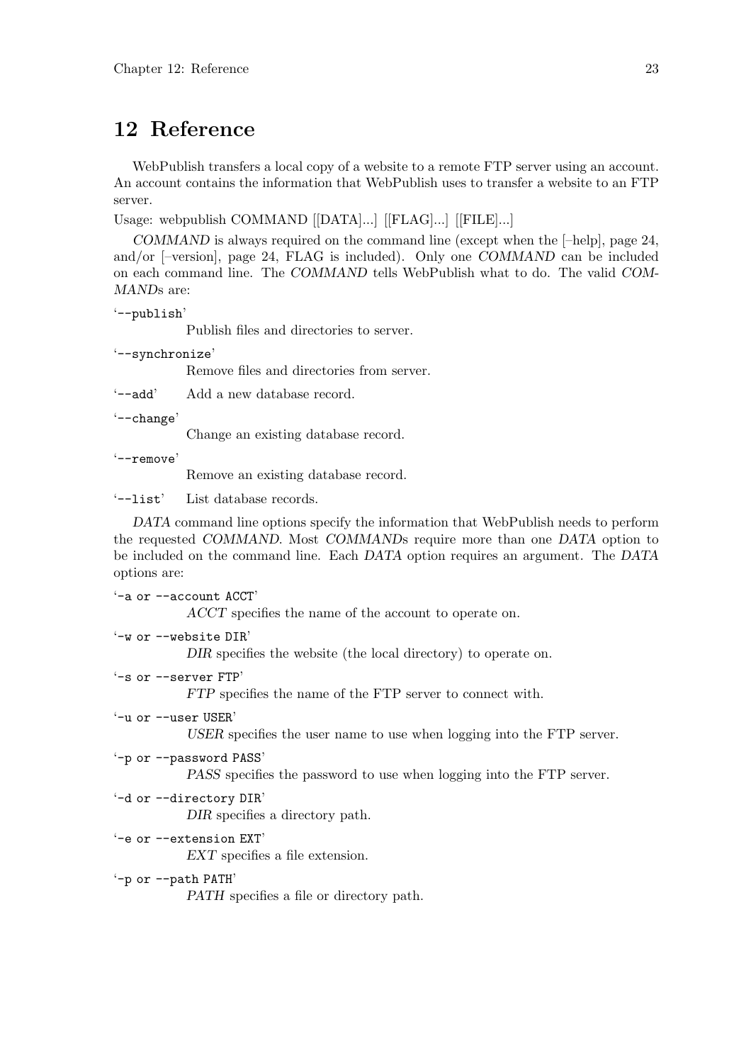# 12 Reference

WebPublish transfers a local copy of a website to a remote FTP server using an account. An account contains the information that WebPublish uses to transfer a website to an FTP server.

Usage: webpublish COMMAND [[DATA]...] [[FLAG]...] [[FILE]...]

*COMMAND* is always required on the command line (except when the [–help], page 24, and/or [–version], page 24, FLAG is included). Only one *COMMAND* can be included on each command line. The *COMMAND* tells WebPublish what to do. The valid *COMMANDs* are:

'`--publish`'
: Publish files and directories to server.

'`--synchronize`'
: Remove files and directories from server.

'`--add`'
: Add a new database record.

'`--change`'
: Change an existing database record.

'`--remove`'
: Remove an existing database record.

'`--list`'
: List database records.

*DATA* command line options specify the information that WebPublish needs to perform the requested *COMMAND*. Most *COMMANDs* require more than one *DATA* option to be included on the command line. Each *DATA* option requires an argument. The *DATA* options are:

'`-a or --account ACCT`'
: *ACCT* specifies the name of the account to operate on.

'`-w or --website DIR`'
: *DIR* specifies the website (the local directory) to operate on.

'`-s or --server FTP`'
: *FTP* specifies the name of the FTP server to connect with.

'`-u or --user USER`'
: *USER* specifies the user name to use when logging into the FTP server.

'`-p or --password PASS`'
: *PASS* specifies the password to use when logging into the FTP server.

'`-d or --directory DIR`'
: *DIR* specifies a directory path.

'`-e or --extension EXT`'
: *EXT* specifies a file extension.

'`-p or --path PATH`'
: *PATH* specifies a file or directory path.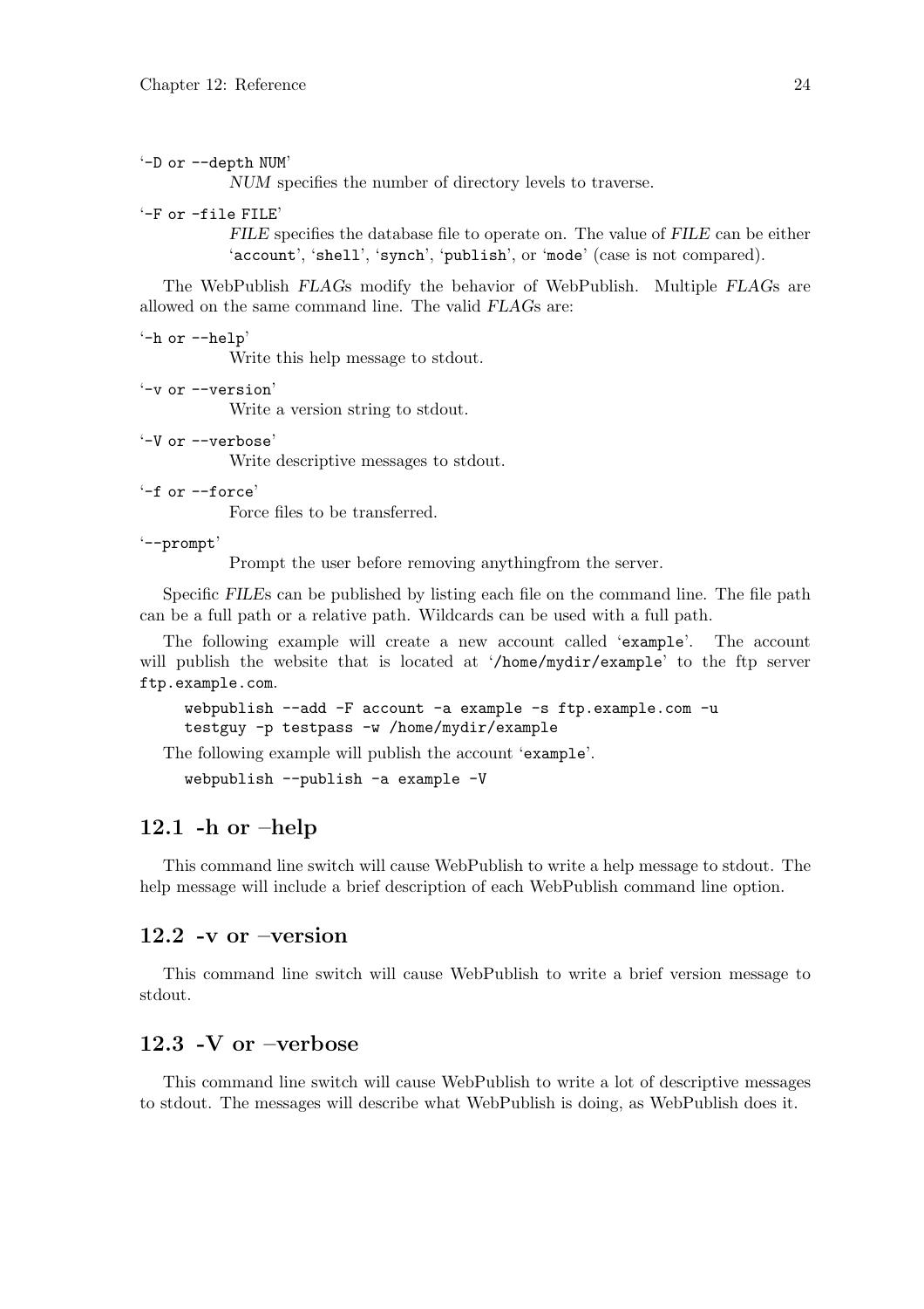'-D or --depth NUM'

*NUM* specifies the number of directory levels to traverse.

'-F or -file FILE'

*FILE* specifies the database file to operate on. The value of *FILE* can be either 'account', 'shell', 'synch', 'publish', or 'mode' (case is not compared).

The WebPublish *FLAG*s modify the behavior of WebPublish. Multiple *FLAG*s are allowed on the same command line. The valid *FLAG*s are:

'-h or --help'

Write this help message to stdout.

'-v or --version'

Write a version string to stdout.

'-V or --verbose'

Write descriptive messages to stdout.

'-f or --force'

Force files to be transferred.

'--prompt'

Prompt the user before removing anythingfrom the server.

Specific *FILE*s can be published by listing each file on the command line. The file path can be a full path or a relative path. Wildcards can be used with a full path.

The following example will create a new account called 'example'. The account will publish the website that is located at '/home/mydir/example' to the ftp server ftp.example.com.

```
webpublish --add -F account -a example -s ftp.example.com -u
testguy -p testpass -w /home/mydir/example
```

The following example will publish the account 'example'.

```
webpublish --publish -a example -V
```

## 12.1 -h or –help

This command line switch will cause WebPublish to write a help message to stdout. The help message will include a brief description of each WebPublish command line option.

## 12.2 -v or –version

This command line switch will cause WebPublish to write a brief version message to stdout.

## 12.3 -V or –verbose

This command line switch will cause WebPublish to write a lot of descriptive messages to stdout. The messages will describe what WebPublish is doing, as WebPublish does it.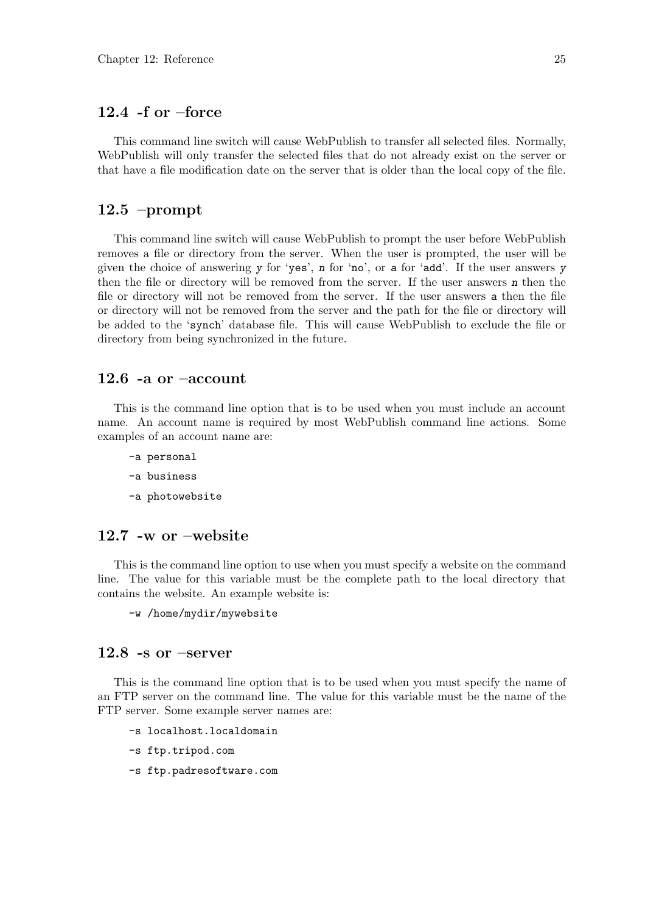## 12.4 -f or –force

This command line switch will cause WebPublish to transfer all selected files. Normally, WebPublish will only transfer the selected files that do not already exist on the server or that have a file modification date on the server that is older than the local copy of the file.

## 12.5 –prompt

This command line switch will cause WebPublish to prompt the user before WebPublish removes a file or directory from the server. When the user is prompted, the user will be given the choice of answering *y* for '`yes`', *n* for '`no`', or `a` for '`add`'. If the user answers *y* then the file or directory will be removed from the server. If the user answers *n* then the file or directory will not be removed from the server. If the user answers `a` then the file or directory will not be removed from the server and the path for the file or directory will be added to the '`synch`' database file. This will cause WebPublish to exclude the file or directory from being synchronized in the future.

## 12.6 -a or –account

This is the command line option that is to be used when you must include an account name. An account name is required by most WebPublish command line actions. Some examples of an account name are:

```
-a personal
-a business
-a photowebsite
```

## 12.7 -w or –website

This is the command line option to use when you must specify a website on the command line. The value for this variable must be the complete path to the local directory that contains the website. An example website is:

```
-w /home/mydir/mywebsite
```

## 12.8 -s or –server

This is the command line option that is to be used when you must specify the name of an FTP server on the command line. The value for this variable must be the name of the FTP server. Some example server names are:

```
-s localhost.localdomain
-s ftp.tripod.com
-s ftp.padresoftware.com
```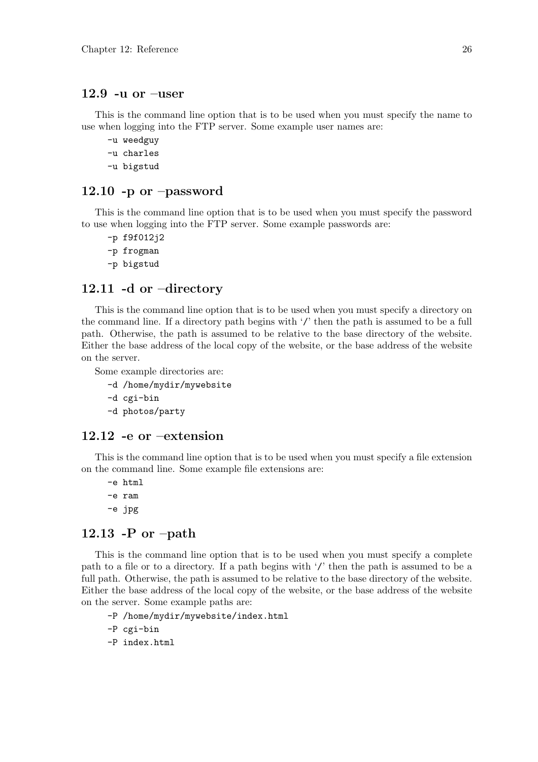## 12.9 -u or –user

This is the command line option that is to be used when you must specify the name to use when logging into the FTP server. Some example user names are:

```
-u weedguy
-u charles
-u bigstud
```

## 12.10 -p or –password

This is the command line option that is to be used when you must specify the password to use when logging into the FTP server. Some example passwords are:

```
-p f9f012j2
-p frogman
-p bigstud
```

## 12.11 -d or –directory

This is the command line option that is to be used when you must specify a directory on the command line. If a directory path begins with '/' then the path is assumed to be a full path. Otherwise, the path is assumed to be relative to the base directory of the website. Either the base address of the local copy of the website, or the base address of the website on the server.

Some example directories are:

```
-d /home/mydir/mywebsite
-d cgi-bin
-d photos/party
```

## 12.12 -e or –extension

This is the command line option that is to be used when you must specify a file extension on the command line. Some example file extensions are:

```
-e html
-e ram
-e jpg
```

## 12.13 -P or –path

This is the command line option that is to be used when you must specify a complete path to a file or to a directory. If a path begins with '/' then the path is assumed to be a full path. Otherwise, the path is assumed to be relative to the base directory of the website. Either the base address of the local copy of the website, or the base address of the website on the server. Some example paths are:

```
-P /home/mydir/mywebsite/index.html
-P cgi-bin
-P index.html
```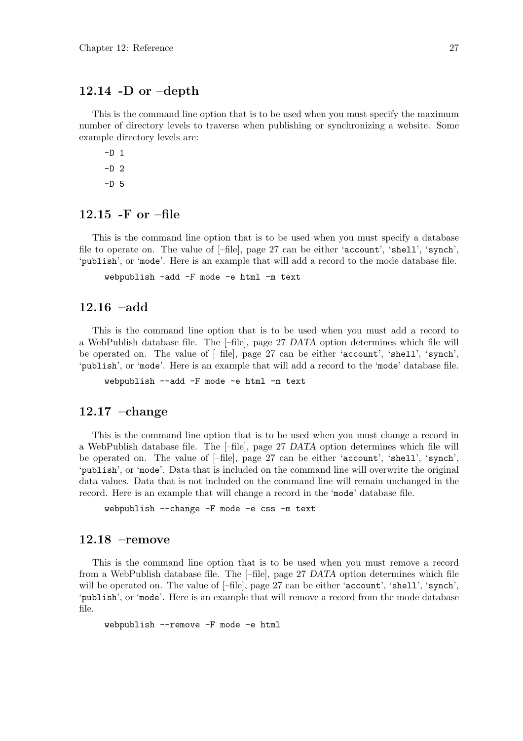## 12.14 -D or –depth

This is the command line option that is to be used when you must specify the maximum number of directory levels to traverse when publishing or synchronizing a website. Some example directory levels are:

```
-D 1
-D 2
-D 5
```

## 12.15 -F or –file

This is the command line option that is to be used when you must specify a database file to operate on. The value of [–file], page 27 can be either 'account', 'shell', 'synch', 'publish', or 'mode'. Here is an example that will add a record to the mode database file.

```
webpublish -add -F mode -e html -m text
```

## 12.16 –add

This is the command line option that is to be used when you must add a record to a WebPublish database file. The [–file], page 27 *DATA* option determines which file will be operated on. The value of [–file], page 27 can be either 'account', 'shell', 'synch', 'publish', or 'mode'. Here is an example that will add a record to the 'mode' database file.

```
webpublish --add -F mode -e html -m text
```

## 12.17 –change

This is the command line option that is to be used when you must change a record in a WebPublish database file. The [–file], page 27 *DATA* option determines which file will be operated on. The value of [–file], page 27 can be either 'account', 'shell', 'synch', 'publish', or 'mode'. Data that is included on the command line will overwrite the original data values. Data that is not included on the command line will remain unchanged in the record. Here is an example that will change a record in the 'mode' database file.

```
webpublish --change -F mode -e css -m text
```

## 12.18 –remove

This is the command line option that is to be used when you must remove a record from a WebPublish database file. The [–file], page 27 *DATA* option determines which file will be operated on. The value of [–file], page 27 can be either 'account', 'shell', 'synch', 'publish', or 'mode'. Here is an example that will remove a record from the mode database file.

```
webpublish --remove -F mode -e html
```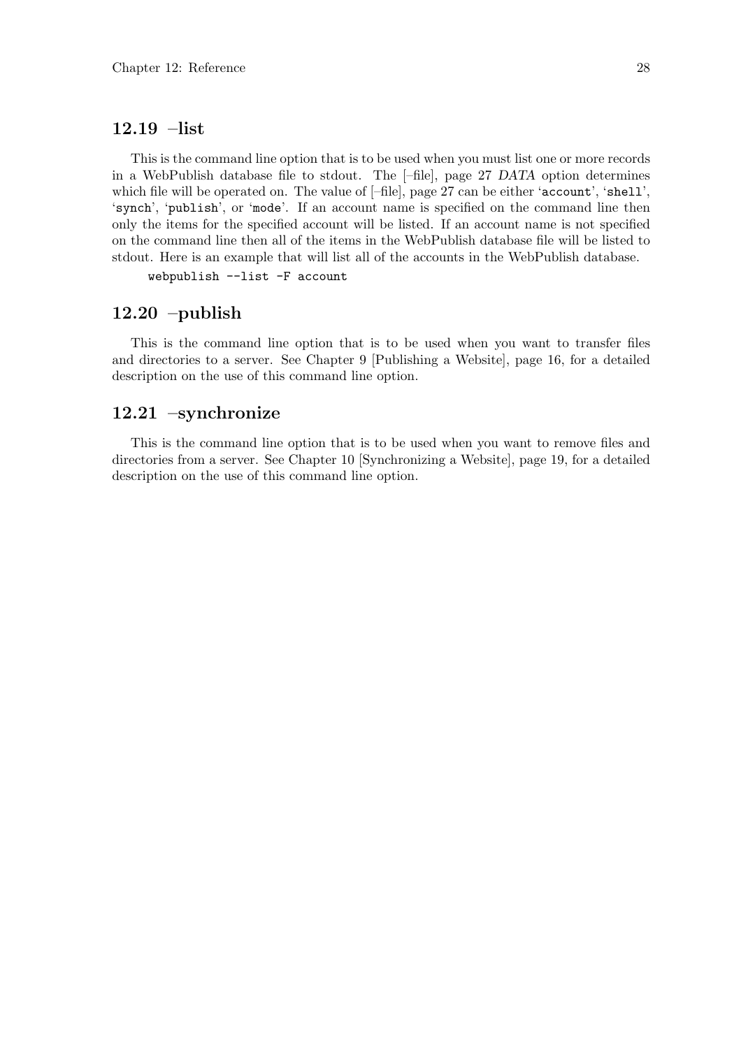## 12.19 –list

This is the command line option that is to be used when you must list one or more records in a WebPublish database file to stdout. The [–file], page 27 *DATA* option determines which file will be operated on. The value of [–file], page 27 can be either '`account`', '`shell`', '`synch`', '`publish`', or '`mode`'. If an account name is specified on the command line then only the items for the specified account will be listed. If an account name is not specified on the command line then all of the items in the WebPublish database file will be listed to stdout. Here is an example that will list all of the accounts in the WebPublish database.

```
webpublish --list -F account
```

## 12.20 –publish

This is the command line option that is to be used when you want to transfer files and directories to a server. See Chapter 9 [Publishing a Website], page 16, for a detailed description on the use of this command line option.

## 12.21 –synchronize

This is the command line option that is to be used when you want to remove files and directories from a server. See Chapter 10 [Synchronizing a Website], page 19, for a detailed description on the use of this command line option.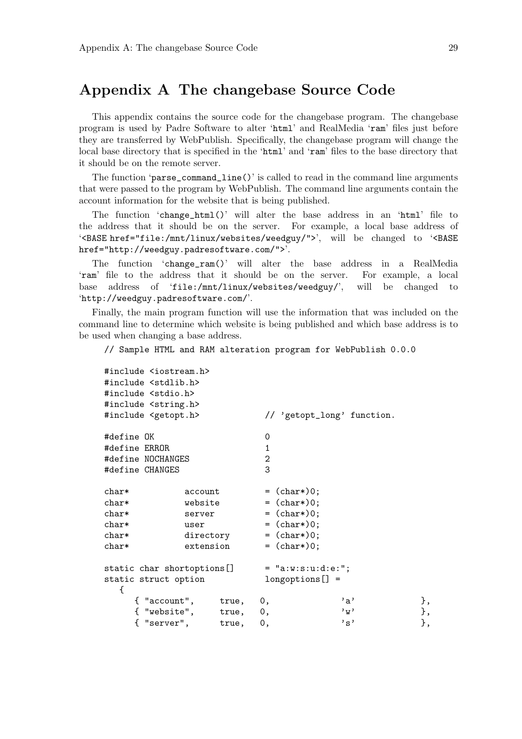# Appendix A The changebase Source Code

This appendix contains the source code for the changebase program. The changebase program is used by Padre Software to alter 'html' and RealMedia 'ram' files just before they are transferred by WebPublish. Specifically, the changebase program will change the local base directory that is specified in the 'html' and 'ram' files to the base directory that it should be on the remote server.

The function 'parse_command_line()' is called to read in the command line arguments that were passed to the program by WebPublish. The command line arguments contain the account information for the website that is being published.

The function 'change_html()' will alter the base address in an 'html' file to the address that it should be on the server. For example, a local base address of '<BASE href="file:/mnt/linux/websites/weedguy/">', will be changed to '<BASE href="http://weedguy.padresoftware.com/">'.

The function 'change_ram()' will alter the base address in a RealMedia 'ram' file to the address that it should be on the server. For example, a local base address of 'file:/mnt/linux/websites/weedguy/', will be changed to 'http://weedguy.padresoftware.com/'.

Finally, the main program function will use the information that was included on the command line to determine which website is being published and which base address is to be used when changing a base address.

```
// Sample HTML and RAM alteration program for WebPublish 0.0.0

#include <iostream.h>
#include <stdlib.h>
#include <stdio.h>
#include <string.h>
#include <getopt.h>             // 'getopt_long' function.

#define OK                      0
#define ERROR                   1
#define NOCHANGES               2
#define CHANGES                 3

char*          account         = (char*)0;
char*          website         = (char*)0;
char*          server          = (char*)0;
char*          user            = (char*)0;
char*          directory       = (char*)0;
char*          extension       = (char*)0;

static char shortoptions[]      = "a:w:s:u:d:e:";
static struct option            longoptions[] =
   {
      { "account",     true,   0,             'a'            },
      { "website",     true,   0,             'w'            },
      { "server",      true,   0,             's'            },
```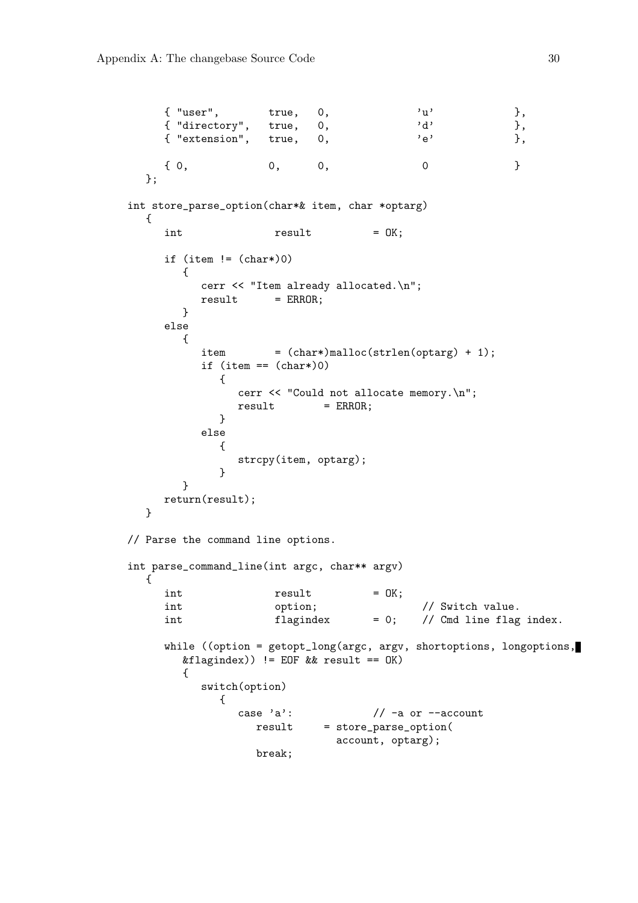```
      { "user",        true,   0,              'u'             },
      { "directory",   true,   0,              'd'             },
      { "extension",   true,   0,              'e'             },

      { 0,             0,      0,               0              }
   };

int store_parse_option(char*& item, char *optarg)
   {
      int               result          = OK;

      if (item != (char*)0)
         {
            cerr << "Item already allocated.\n";
            result      = ERROR;
         }
      else
         {
            item        = (char*)malloc(strlen(optarg) + 1);
            if (item == (char*)0)
               {
                  cerr << "Could not allocate memory.\n";
                  result        = ERROR;
               }
            else
               {
                  strcpy(item, optarg);
               }
         }
      return(result);
   }

// Parse the command line options.

int parse_command_line(int argc, char** argv)
   {
      int               result          = OK;
      int               option;                 // Switch value.
      int               flagindex       = 0;    // Cmd line flag index.

      while ((option = getopt_long(argc, argv, shortoptions, longoptions,
         &flagindex)) != EOF && result == OK)
         {
            switch(option)
               {
                  case 'a':             // -a or --account
                     result     = store_parse_option(
                                    account, optarg);
                     break;
```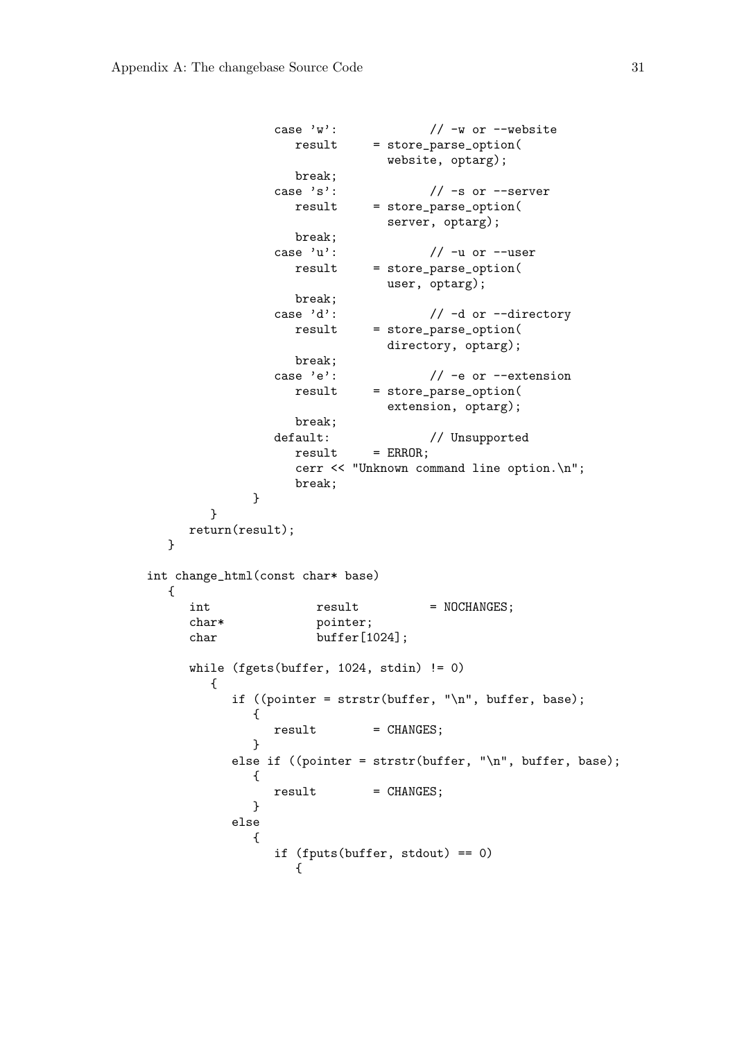```
                case 'w':             // -w or --website
                   result     = store_parse_option(
                                  website, optarg);
                   break;
                case 's':             // -s or --server
                   result     = store_parse_option(
                                  server, optarg);
                   break;
                case 'u':             // -u or --user
                   result     = store_parse_option(
                                  user, optarg);
                   break;
                case 'd':             // -d or --directory
                   result     = store_parse_option(
                                  directory, optarg);
                   break;
                case 'e':             // -e or --extension
                   result     = store_parse_option(
                                  extension, optarg);
                   break;
                default:              // Unsupported
                   result     = ERROR;
                   cerr << "Unknown command line option.\n";
                   break;
             }
          }
       return(result);
    }

 int change_html(const char* base)
    {
       int              result          = NOCHANGES;
       char*            pointer;
       char             buffer[1024];

       while (fgets(buffer, 1024, stdin) != 0)
          {
             if ((pointer = strstr(buffer, "\n", buffer, base);
                {
                   result       = CHANGES;
                }
             else if ((pointer = strstr(buffer, "\n", buffer, base);
                {
                   result       = CHANGES;
                }
             else
                {
                   if (fputs(buffer, stdout) == 0)
                      {
```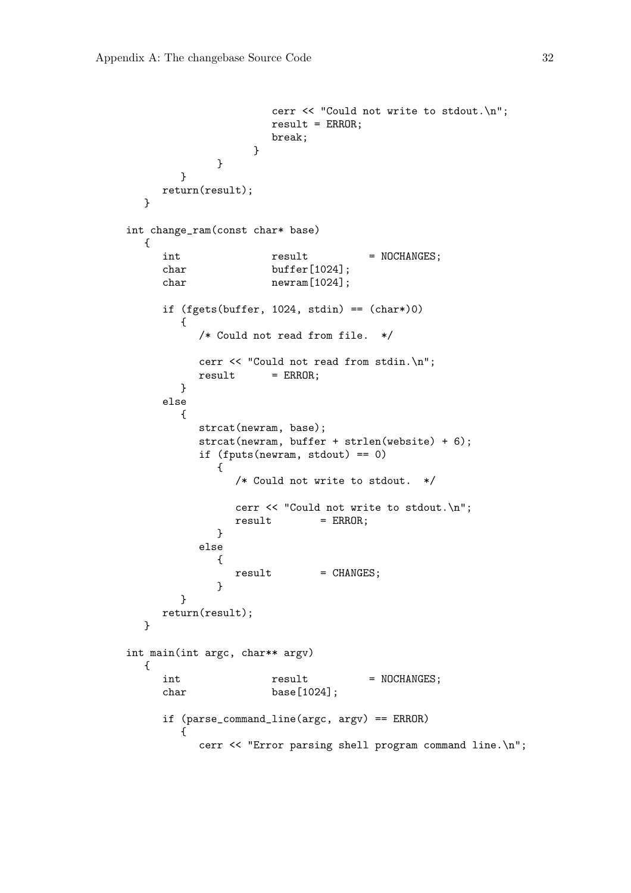```
                        cerr << "Could not write to stdout.\n";
                        result = ERROR;
                        break;
                     }
                 }
             }
          return(result);
       }

    int change_ram(const char* base)
       {
          int               result          = NOCHANGES;
          char              buffer[1024];
          char              newram[1024];

          if (fgets(buffer, 1024, stdin) == (char*)0)
             {
                /* Could not read from file.  */

                cerr << "Could not read from stdin.\n";
                result      = ERROR;
             }
          else
             {
                strcat(newram, base);
                strcat(newram, buffer + strlen(website) + 6);
                if (fputs(newram, stdout) == 0)
                   {
                      /* Could not write to stdout.  */

                      cerr << "Could not write to stdout.\n";
                      result        = ERROR;
                   }
                else
                   {
                      result        = CHANGES;
                   }
             }
          return(result);
       }

    int main(int argc, char** argv)
       {
          int               result          = NOCHANGES;
          char              base[1024];

          if (parse_command_line(argc, argv) == ERROR)
             {
                cerr << "Error parsing shell program command line.\n";
```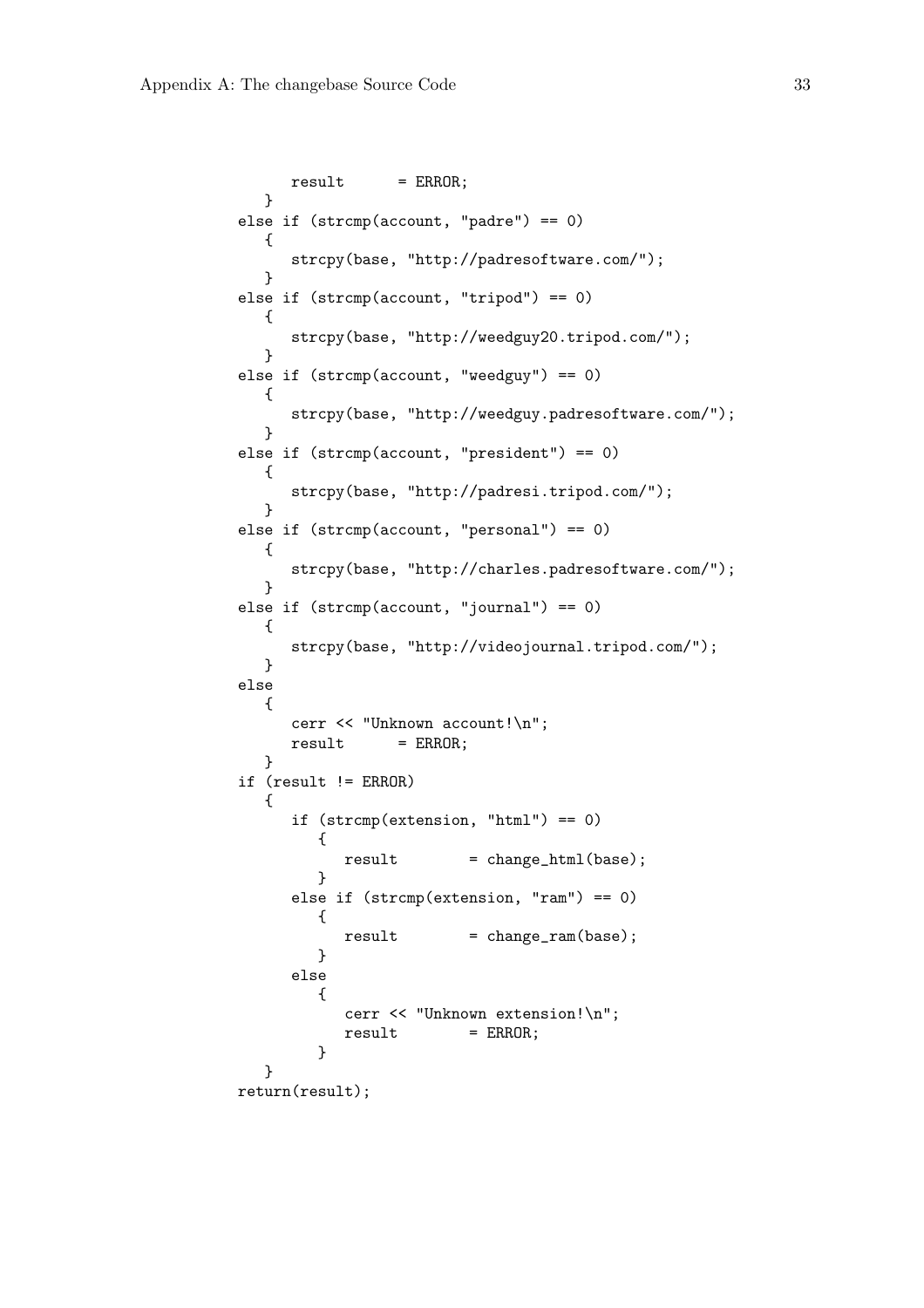```
      result      = ERROR;
   }
else if (strcmp(account, "padre") == 0)
   {
      strcpy(base, "http://padresoftware.com/");
   }
else if (strcmp(account, "tripod") == 0)
   {
      strcpy(base, "http://weedguy20.tripod.com/");
   }
else if (strcmp(account, "weedguy") == 0)
   {
      strcpy(base, "http://weedguy.padresoftware.com/");
   }
else if (strcmp(account, "president") == 0)
   {
      strcpy(base, "http://padresi.tripod.com/");
   }
else if (strcmp(account, "personal") == 0)
   {
      strcpy(base, "http://charles.padresoftware.com/");
   }
else if (strcmp(account, "journal") == 0)
   {
      strcpy(base, "http://videojournal.tripod.com/");
   }
else
   {
      cerr << "Unknown account!\n";
      result      = ERROR;
   }
if (result != ERROR)
   {
      if (strcmp(extension, "html") == 0)
         {
            result        = change_html(base);
         }
      else if (strcmp(extension, "ram") == 0)
         {
            result        = change_ram(base);
         }
      else
         {
            cerr << "Unknown extension!\n";
            result        = ERROR;
         }
   }
return(result);
```